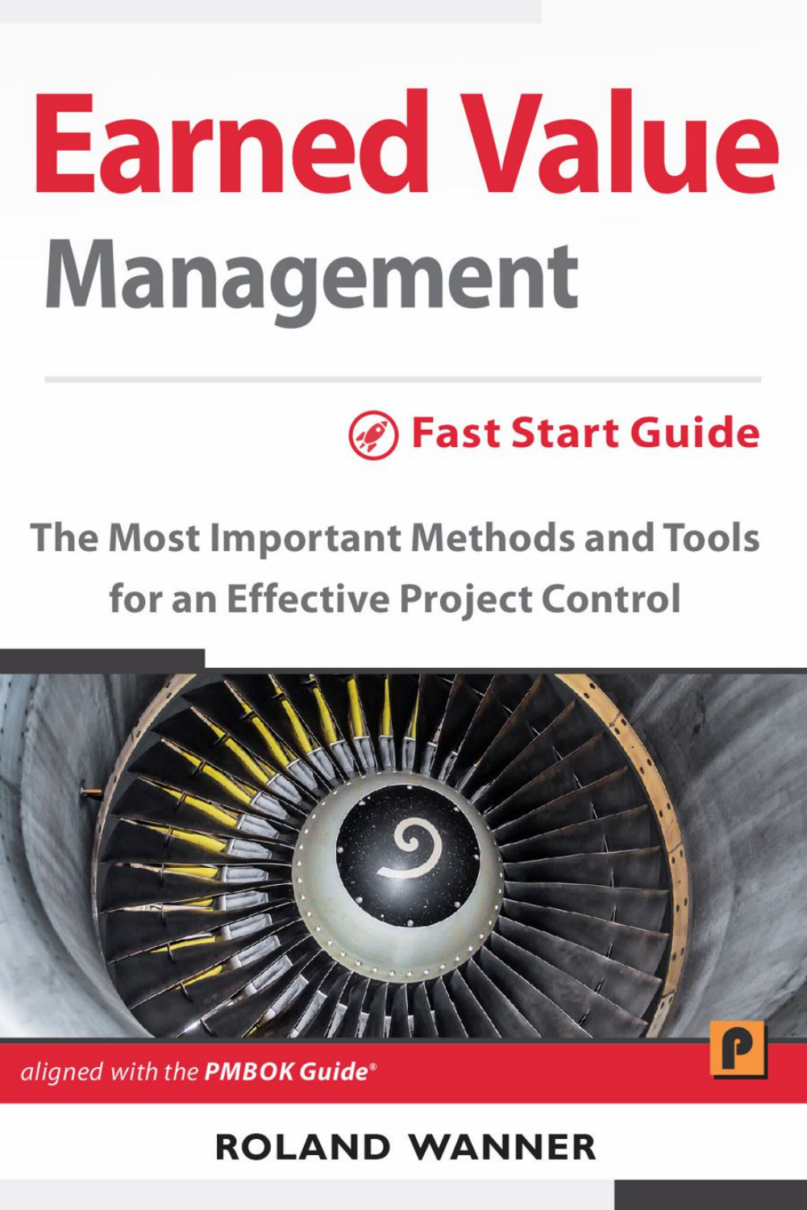# Earned Value Management

## Fast Start Guide

### The Most Important Methods and Tools for an Effective Project Control

*aligned with the* ***PMBOK Guide***®

**ROLAND WANNER**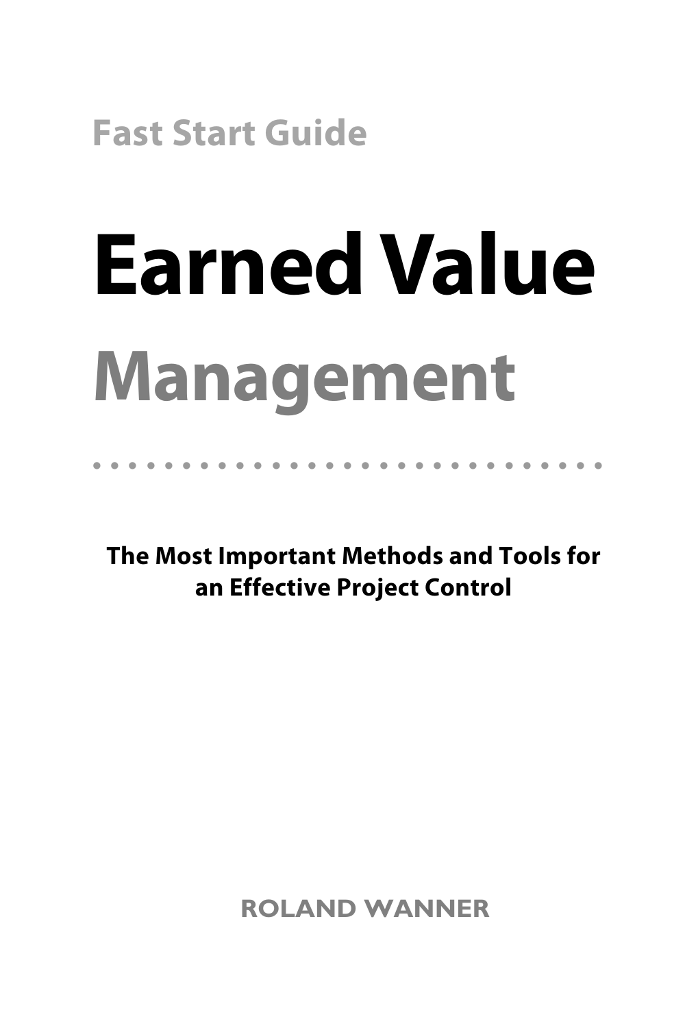## Fast Start Guide

# Earned Value

# Management

**The Most Important Methods and Tools for an Effective Project Control**

ROLAND WANNER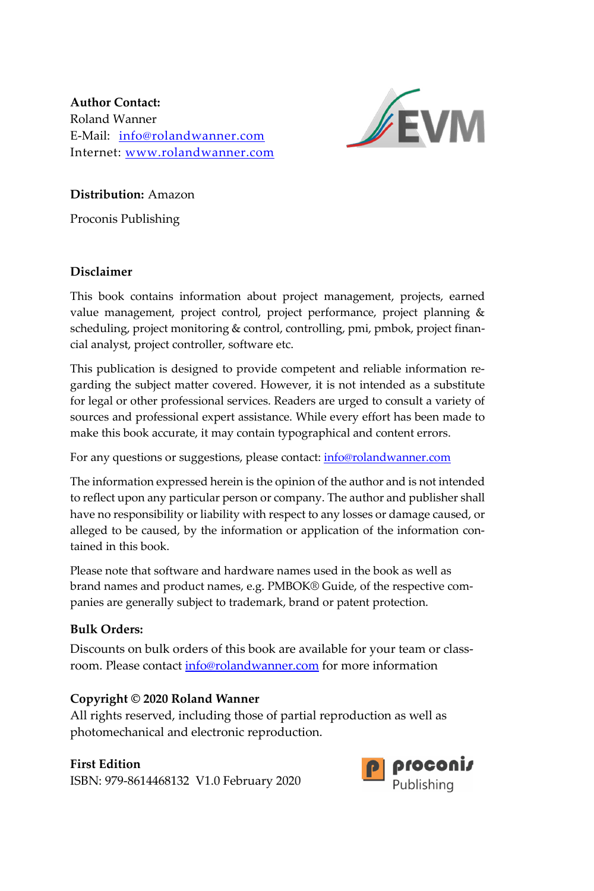**Author Contact:**
Roland Wanner
E-Mail: info@rolandwanner.com
Internet: www.rolandwanner.com

**Distribution:** Amazon

Proconis Publishing

**Disclaimer**

This book contains information about project management, projects, earned value management, project control, project performance, project planning & scheduling, project monitoring & control, controlling, pmi, pmbok, project financial analyst, project controller, software etc.

This publication is designed to provide competent and reliable information regarding the subject matter covered. However, it is not intended as a substitute for legal or other professional services. Readers are urged to consult a variety of sources and professional expert assistance. While every effort has been made to make this book accurate, it may contain typographical and content errors.

For any questions or suggestions, please contact: info@rolandwanner.com

The information expressed herein is the opinion of the author and is not intended to reflect upon any particular person or company. The author and publisher shall have no responsibility or liability with respect to any losses or damage caused, or alleged to be caused, by the information or application of the information contained in this book.

Please note that software and hardware names used in the book as well as brand names and product names, e.g. PMBOK® Guide, of the respective companies are generally subject to trademark, brand or patent protection.

**Bulk Orders:**

Discounts on bulk orders of this book are available for your team or classroom. Please contact info@rolandwanner.com for more information

**Copyright © 2020 Roland Wanner**
All rights reserved, including those of partial reproduction as well as photomechanical and electronic reproduction.

**First Edition**
ISBN: 979-8614468132 V1.0 February 2020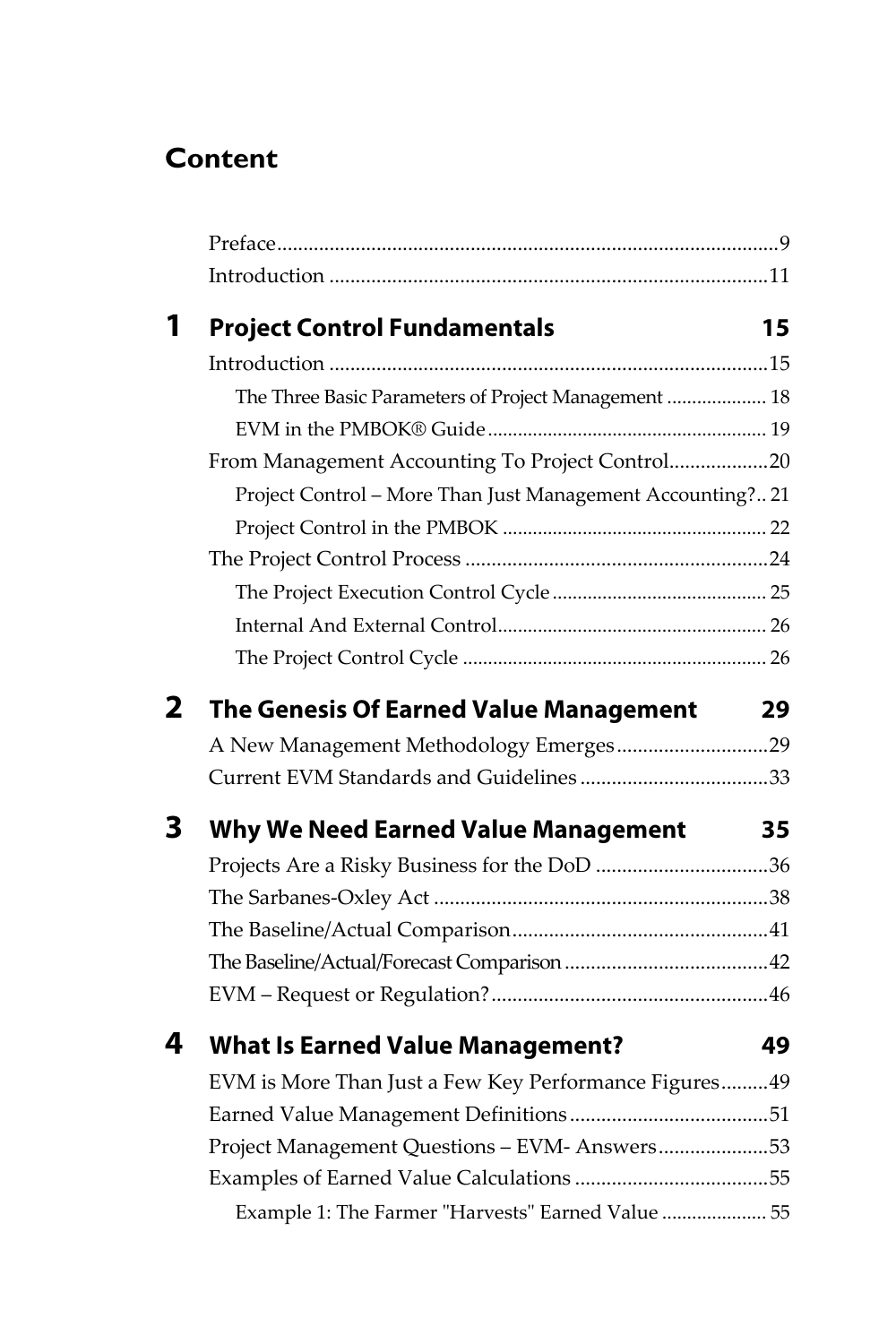# Content

Preface ........................................................................................ 9

Introduction .................................................................................. 11

## 1 Project Control Fundamentals 15

Introduction .................................................................................. 15

- The Three Basic Parameters of Project Management .................... 18
- EVM in the PMBOK® Guide ....................................................... 19

From Management Accounting To Project Control.................. 20

- Project Control – More Than Just Management Accounting? .. 21
- Project Control in the PMBOK .................................................... 22

The Project Control Process .......................................................... 24

- The Project Execution Control Cycle .......................................... 25
- Internal And External Control..................................................... 26
- The Project Control Cycle ............................................................ 26

## 2 The Genesis Of Earned Value Management 29

A New Management Methodology Emerges ............................. 29

Current EVM Standards and Guidelines .................................... 33

## 3 Why We Need Earned Value Management 35

Projects Are a Risky Business for the DoD ................................. 36

The Sarbanes-Oxley Act ................................................................ 38

The Baseline/Actual Comparison................................................. 41

The Baseline/Actual/Forecast Comparison ....................................... 42

EVM – Request or Regulation?..................................................... 46

## 4 What Is Earned Value Management? 49

EVM is More Than Just a Few Key Performance Figures......... 49

Earned Value Management Definitions...................................... 51

Project Management Questions – EVM- Answers..................... 53

Examples of Earned Value Calculations ..................................... 55

- Example 1: The Farmer "Harvests" Earned Value .................... 55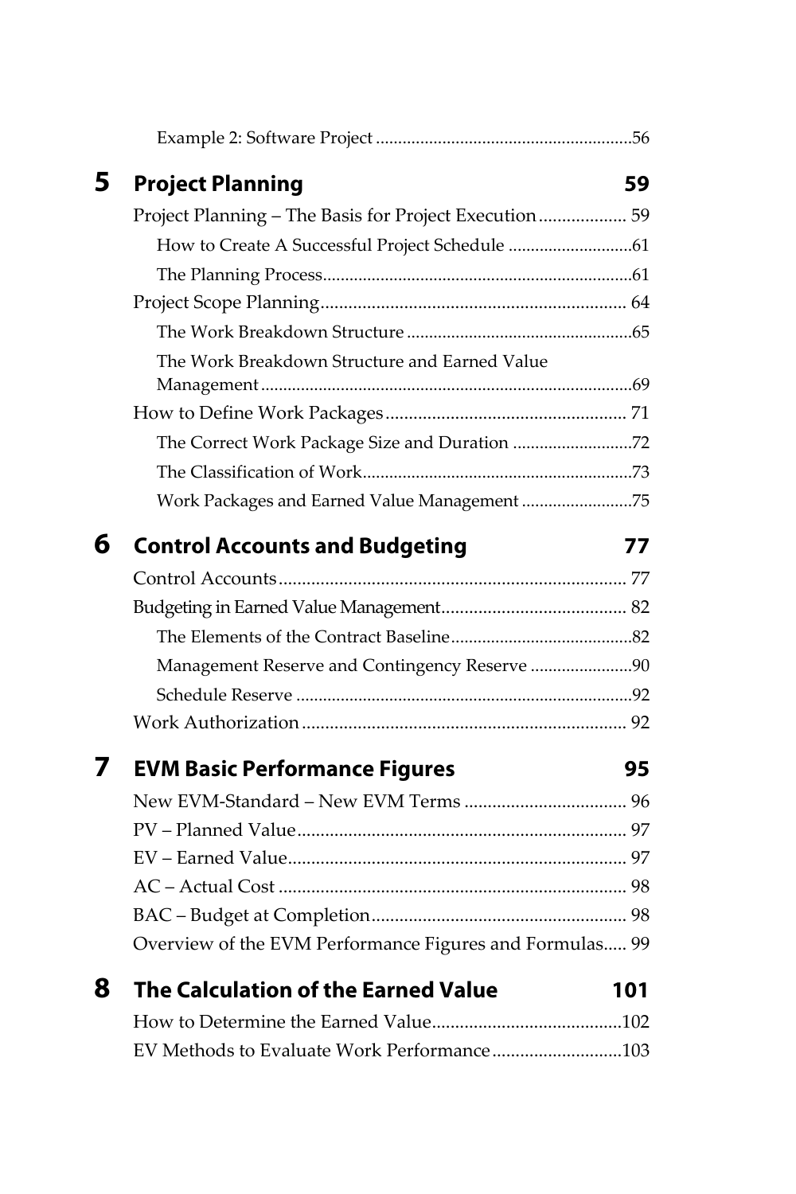Example 2: Software Project ..........................................................56

## 5 Project Planning 59

Project Planning – The Basis for Project Execution ................... 59

How to Create A Successful Project Schedule ............................61

The Planning Process......................................................................61

Project Scope Planning.................................................................. 64

The Work Breakdown Structure ...................................................65

The Work Breakdown Structure and Earned Value Management....................................................................................69

How to Define Work Packages .................................................... 71

The Correct Work Package Size and Duration ...........................72

The Classification of Work.............................................................73

Work Packages and Earned Value Management .........................75

## 6 Control Accounts and Budgeting 77

Control Accounts........................................................................... 77

Budgeting in Earned Value Management........................................ 82

The Elements of the Contract Baseline.........................................82

Management Reserve and Contingency Reserve .......................90

Schedule Reserve ............................................................................92

Work Authorization ...................................................................... 92

## 7 EVM Basic Performance Figures 95

New EVM-Standard – New EVM Terms ................................... 96

PV – Planned Value....................................................................... 97

EV – Earned Value......................................................................... 97

AC – Actual Cost ........................................................................... 98

BAC – Budget at Completion....................................................... 98

Overview of the EVM Performance Figures and Formulas..... 99

## 8 The Calculation of the Earned Value 101

How to Determine the Earned Value.........................................102

EV Methods to Evaluate Work Performance............................103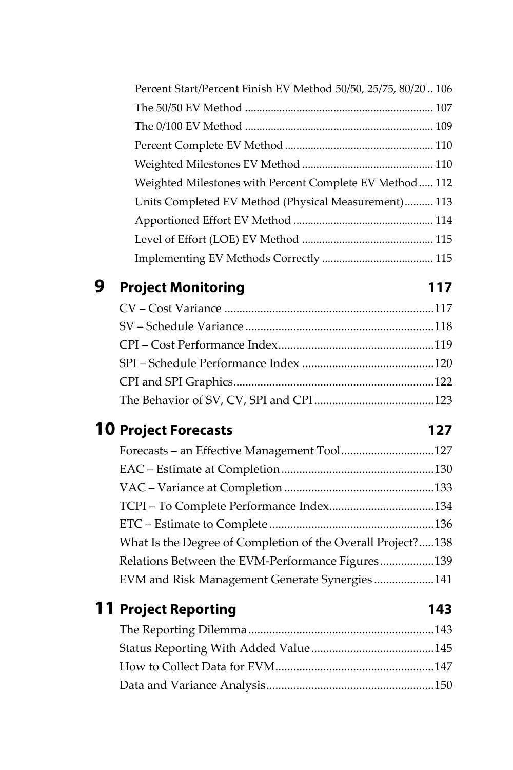Percent Start/Percent Finish EV Method 50/50, 25/75, 80/20 .. 106
The 50/50 EV Method .......... 107
The 0/100 EV Method .......... 109
Percent Complete EV Method .......... 110
Weighted Milestones EV Method .......... 110
Weighted Milestones with Percent Complete EV Method .......... 112
Units Completed EV Method (Physical Measurement) .......... 113
Apportioned Effort EV Method .......... 114
Level of Effort (LOE) EV Method .......... 115
Implementing EV Methods Correctly .......... 115

## 9 Project Monitoring 117

CV – Cost Variance .......... 117
SV – Schedule Variance .......... 118
CPI – Cost Performance Index .......... 119
SPI – Schedule Performance Index .......... 120
CPI and SPI Graphics .......... 122
The Behavior of SV, CV, SPI and CPI .......... 123

## 10 Project Forecasts 127

Forecasts – an Effective Management Tool .......... 127
EAC – Estimate at Completion .......... 130
VAC – Variance at Completion .......... 133
TCPI – To Complete Performance Index .......... 134
ETC – Estimate to Complete .......... 136
What Is the Degree of Completion of the Overall Project? .......... 138
Relations Between the EVM-Performance Figures .......... 139
EVM and Risk Management Generate Synergies .......... 141

## 11 Project Reporting 143

The Reporting Dilemma .......... 143
Status Reporting With Added Value .......... 145
How to Collect Data for EVM .......... 147
Data and Variance Analysis .......... 150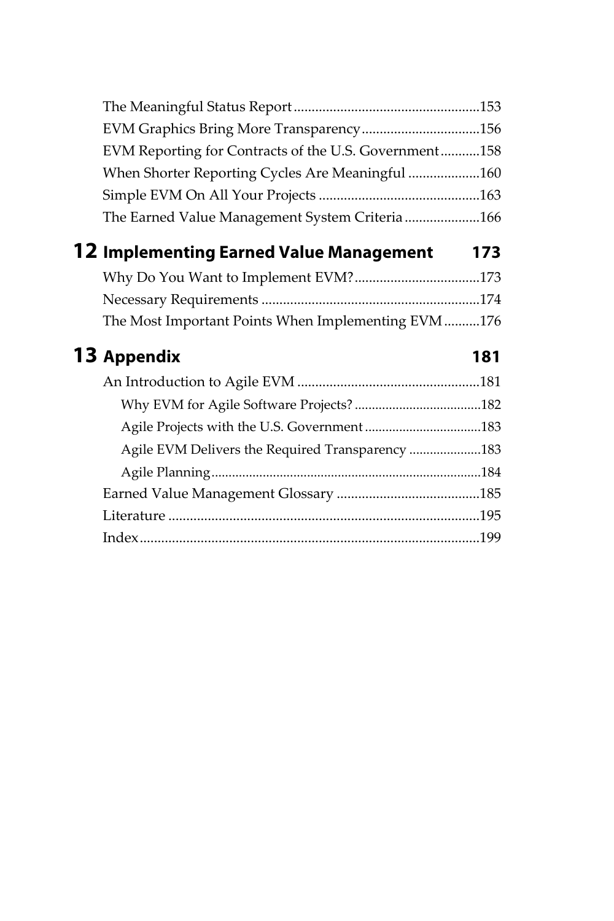The Meaningful Status Report ....................................................153
EVM Graphics Bring More Transparency .................................156
EVM Reporting for Contracts of the U.S. Government ...........158
When Shorter Reporting Cycles Are Meaningful ....................160
Simple EVM On All Your Projects .............................................163
The Earned Value Management System Criteria .....................166

## 12 Implementing Earned Value Management 173

Why Do You Want to Implement EVM? ...................................173
Necessary Requirements .............................................................174
The Most Important Points When Implementing EVM ..........176

## 13 Appendix 181

An Introduction to Agile EVM ....................................................181
- Why EVM for Agile Software Projects? .....................................182
- Agile Projects with the U.S. Government ..................................183
- Agile EVM Delivers the Required Transparency .....................183
- Agile Planning .............................................................................184

Earned Value Management Glossary .........................................185
Literature ........................................................................................195
Index ................................................................................................199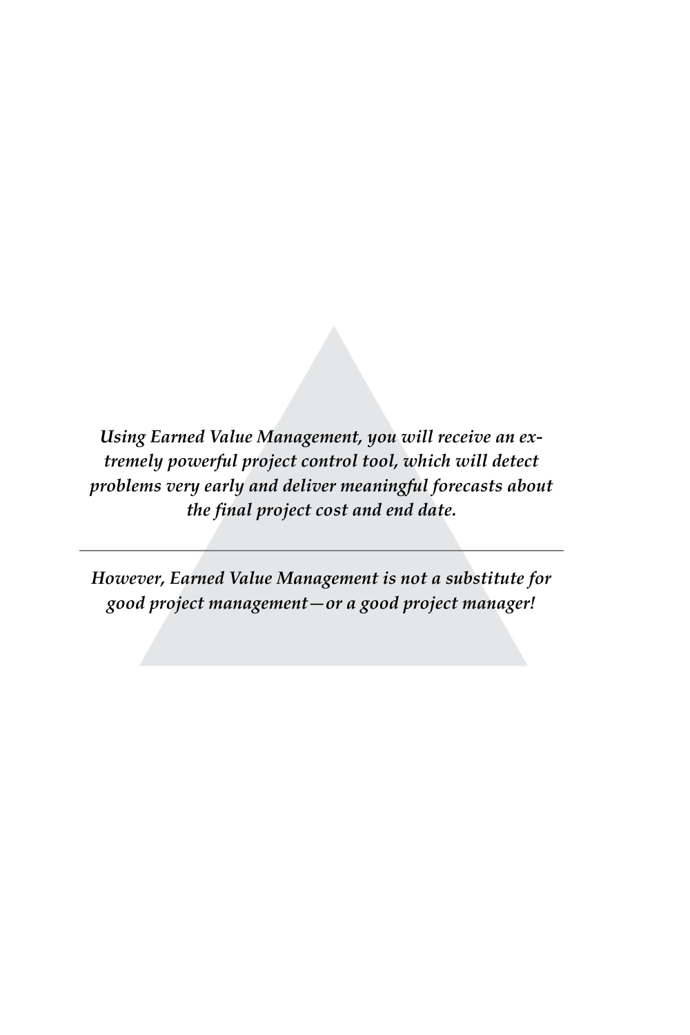***Using Earned Value Management, you will receive an extremely powerful project control tool, which will detect problems very early and deliver meaningful forecasts about the final project cost and end date.***

---

***However, Earned Value Management is not a substitute for good project management—or a good project manager!***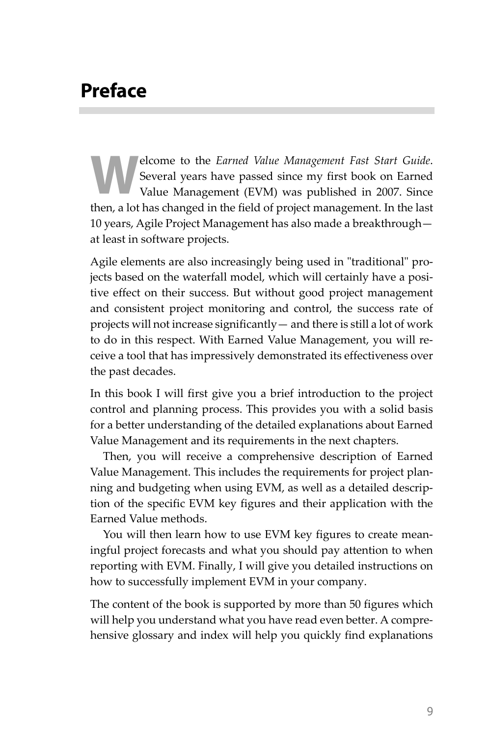# Preface

Welcome to the *Earned Value Management Fast Start Guide*. Several years have passed since my first book on Earned Value Management (EVM) was published in 2007. Since then, a lot has changed in the field of project management. In the last 10 years, Agile Project Management has also made a breakthrough—at least in software projects.

Agile elements are also increasingly being used in "traditional" projects based on the waterfall model, which will certainly have a positive effect on their success. But without good project management and consistent project monitoring and control, the success rate of projects will not increase significantly— and there is still a lot of work to do in this respect. With Earned Value Management, you will receive a tool that has impressively demonstrated its effectiveness over the past decades.

In this book I will first give you a brief introduction to the project control and planning process. This provides you with a solid basis for a better understanding of the detailed explanations about Earned Value Management and its requirements in the next chapters.

Then, you will receive a comprehensive description of Earned Value Management. This includes the requirements for project planning and budgeting when using EVM, as well as a detailed description of the specific EVM key figures and their application with the Earned Value methods.

You will then learn how to use EVM key figures to create meaningful project forecasts and what you should pay attention to when reporting with EVM. Finally, I will give you detailed instructions on how to successfully implement EVM in your company.

The content of the book is supported by more than 50 figures which will help you understand what you have read even better. A comprehensive glossary and index will help you quickly find explanations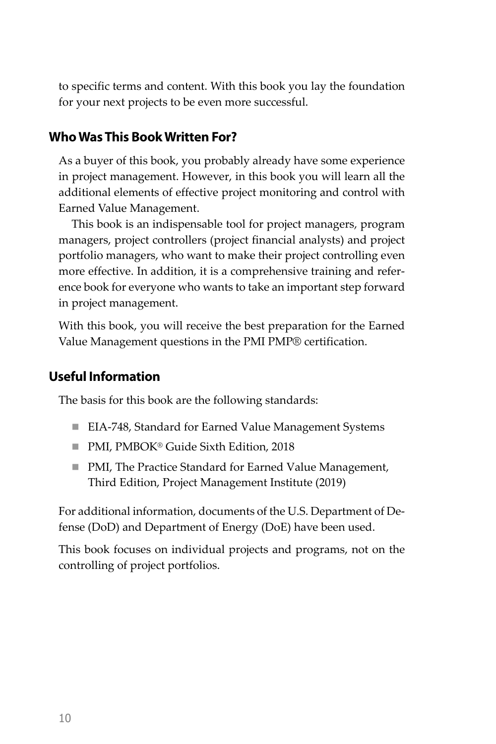to specific terms and content. With this book you lay the foundation for your next projects to be even more successful.

## Who Was This Book Written For?

As a buyer of this book, you probably already have some experience in project management. However, in this book you will learn all the additional elements of effective project monitoring and control with Earned Value Management.

This book is an indispensable tool for project managers, program managers, project controllers (project financial analysts) and project portfolio managers, who want to make their project controlling even more effective. In addition, it is a comprehensive training and reference book for everyone who wants to take an important step forward in project management.

With this book, you will receive the best preparation for the Earned Value Management questions in the PMI PMP® certification.

## Useful Information

The basis for this book are the following standards:

- EIA-748, Standard for Earned Value Management Systems
- PMI, PMBOK® Guide Sixth Edition, 2018
- PMI, The Practice Standard for Earned Value Management, Third Edition, Project Management Institute (2019)

For additional information, documents of the U.S. Department of Defense (DoD) and Department of Energy (DoE) have been used.

This book focuses on individual projects and programs, not on the controlling of project portfolios.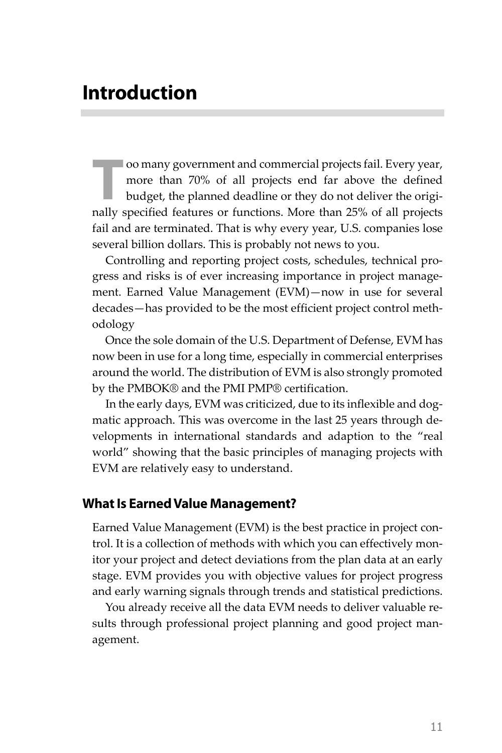# Introduction

Too many government and commercial projects fail. Every year, more than 70% of all projects end far above the defined budget, the planned deadline or they do not deliver the originally specified features or functions. More than 25% of all projects fail and are terminated. That is why every year, U.S. companies lose several billion dollars. This is probably not news to you.

Controlling and reporting project costs, schedules, technical progress and risks is of ever increasing importance in project management. Earned Value Management (EVM)—now in use for several decades—has provided to be the most efficient project control methodology

Once the sole domain of the U.S. Department of Defense, EVM has now been in use for a long time, especially in commercial enterprises around the world. The distribution of EVM is also strongly promoted by the PMBOK® and the PMI PMP® certification.

In the early days, EVM was criticized, due to its inflexible and dogmatic approach. This was overcome in the last 25 years through developments in international standards and adaption to the "real world" showing that the basic principles of managing projects with EVM are relatively easy to understand.

## What Is Earned Value Management?

Earned Value Management (EVM) is the best practice in project control. It is a collection of methods with which you can effectively monitor your project and detect deviations from the plan data at an early stage. EVM provides you with objective values for project progress and early warning signals through trends and statistical predictions.

You already receive all the data EVM needs to deliver valuable results through professional project planning and good project management.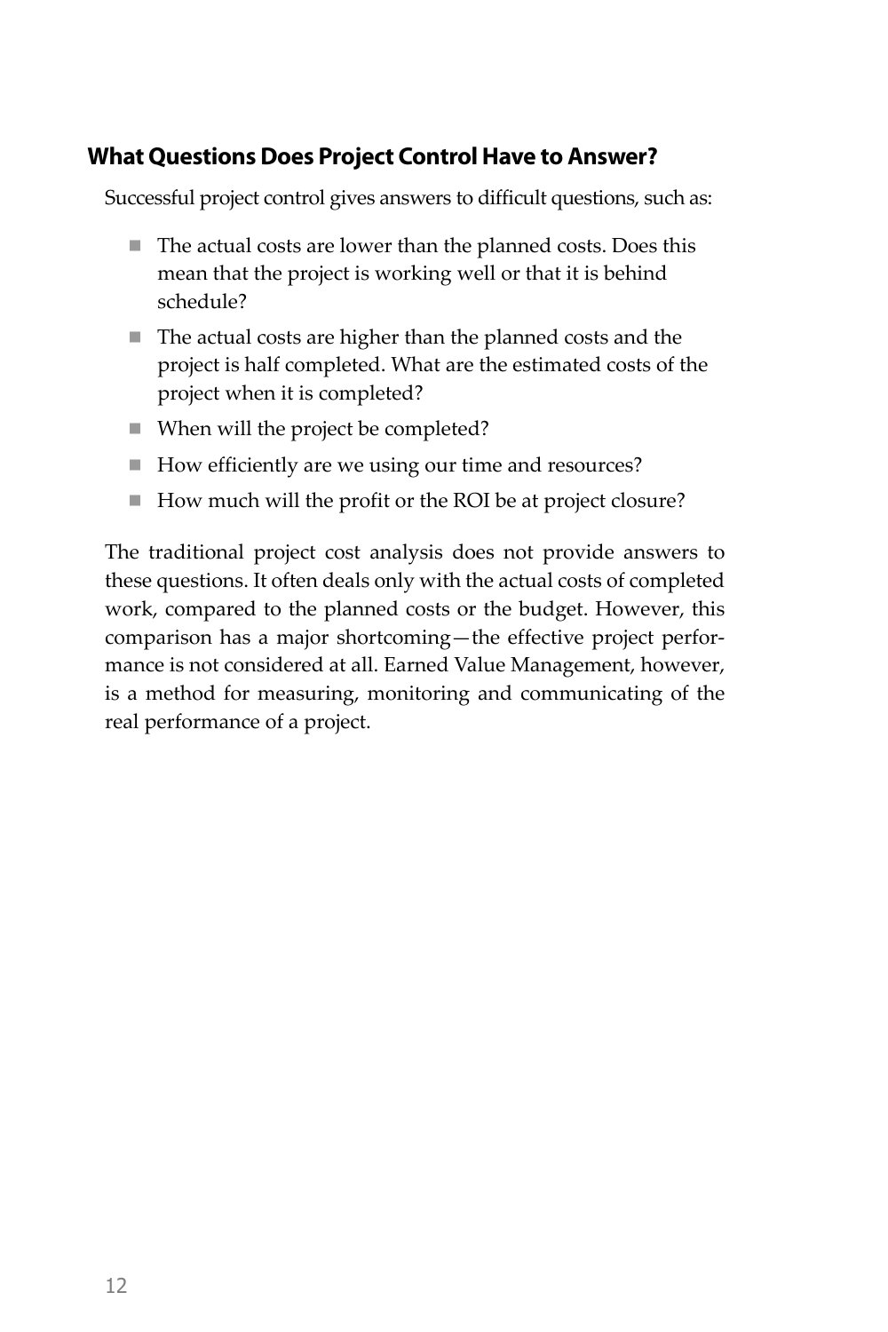## What Questions Does Project Control Have to Answer?

Successful project control gives answers to difficult questions, such as:

- The actual costs are lower than the planned costs. Does this mean that the project is working well or that it is behind schedule?
- The actual costs are higher than the planned costs and the project is half completed. What are the estimated costs of the project when it is completed?
- When will the project be completed?
- How efficiently are we using our time and resources?
- How much will the profit or the ROI be at project closure?

The traditional project cost analysis does not provide answers to these questions. It often deals only with the actual costs of completed work, compared to the planned costs or the budget. However, this comparison has a major shortcoming—the effective project performance is not considered at all. Earned Value Management, however, is a method for measuring, monitoring and communicating of the real performance of a project.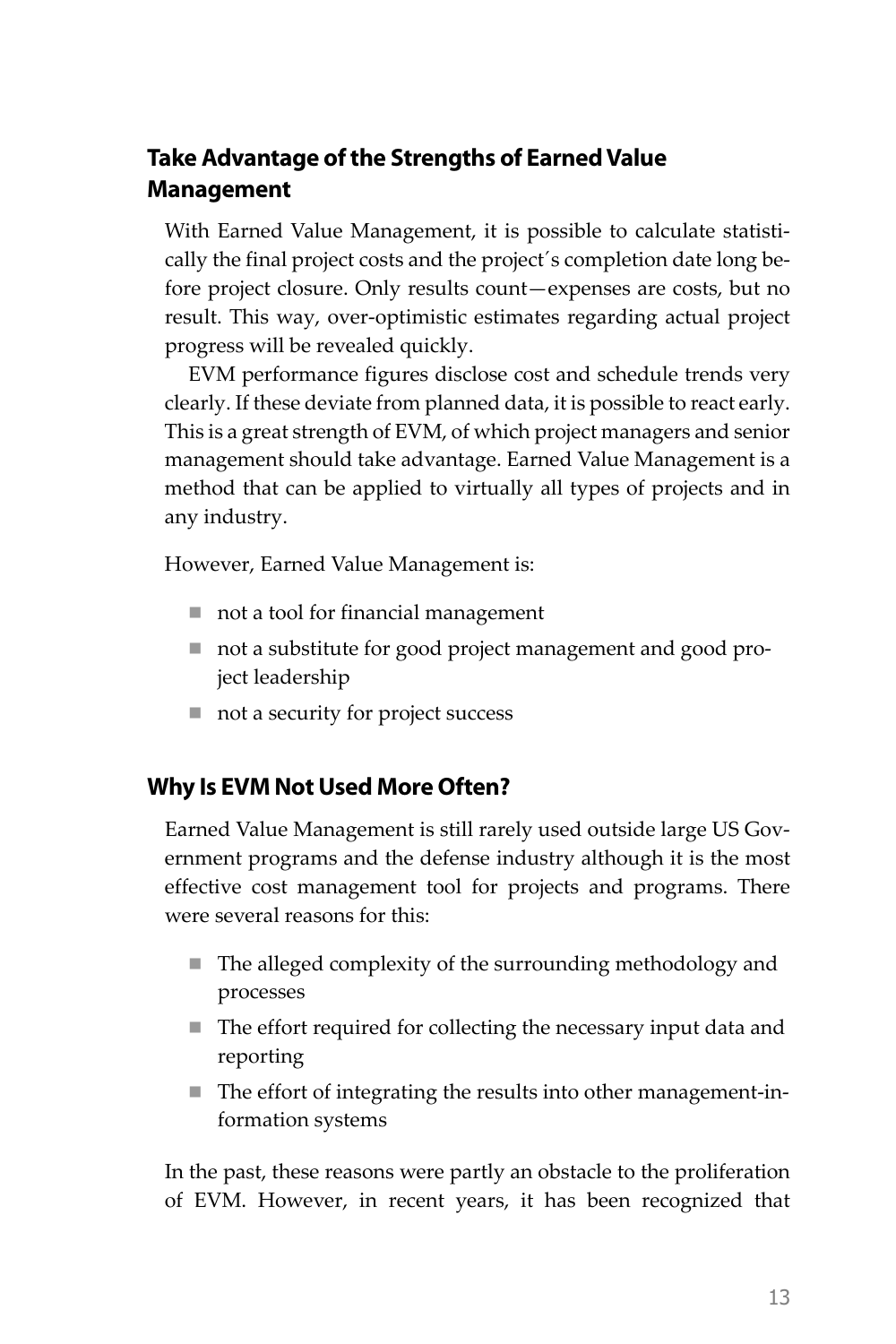## Take Advantage of the Strengths of Earned Value Management

With Earned Value Management, it is possible to calculate statistically the final project costs and the project´s completion date long before project closure. Only results count—expenses are costs, but no result. This way, over-optimistic estimates regarding actual project progress will be revealed quickly.

EVM performance figures disclose cost and schedule trends very clearly. If these deviate from planned data, it is possible to react early. This is a great strength of EVM, of which project managers and senior management should take advantage. Earned Value Management is a method that can be applied to virtually all types of projects and in any industry.

However, Earned Value Management is:

- not a tool for financial management
- not a substitute for good project management and good project leadership
- not a security for project success

## Why Is EVM Not Used More Often?

Earned Value Management is still rarely used outside large US Government programs and the defense industry although it is the most effective cost management tool for projects and programs. There were several reasons for this:

- The alleged complexity of the surrounding methodology and processes
- The effort required for collecting the necessary input data and reporting
- The effort of integrating the results into other management-information systems

In the past, these reasons were partly an obstacle to the proliferation of EVM. However, in recent years, it has been recognized that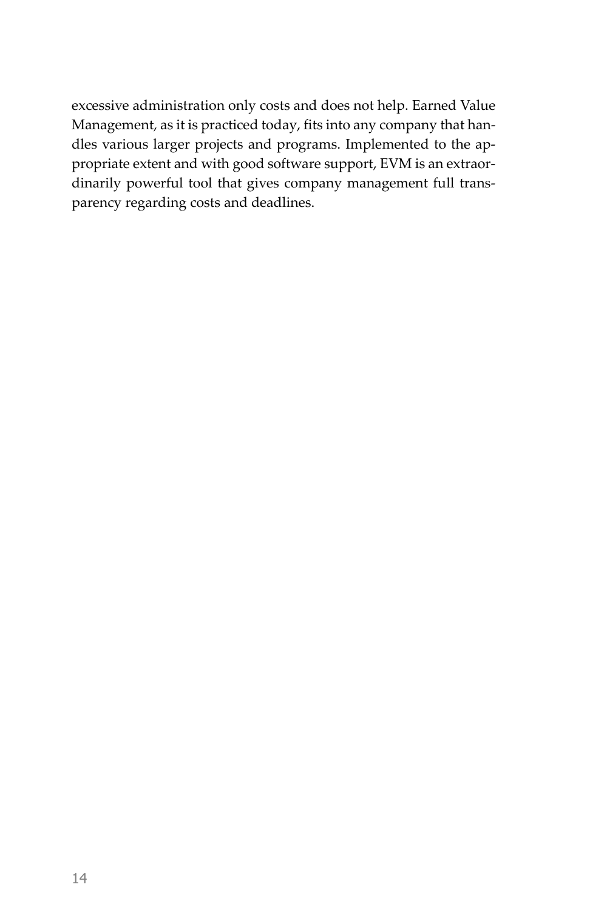excessive administration only costs and does not help. Earned Value Management, as it is practiced today, fits into any company that handles various larger projects and programs. Implemented to the appropriate extent and with good software support, EVM is an extraordinarily powerful tool that gives company management full transparency regarding costs and deadlines.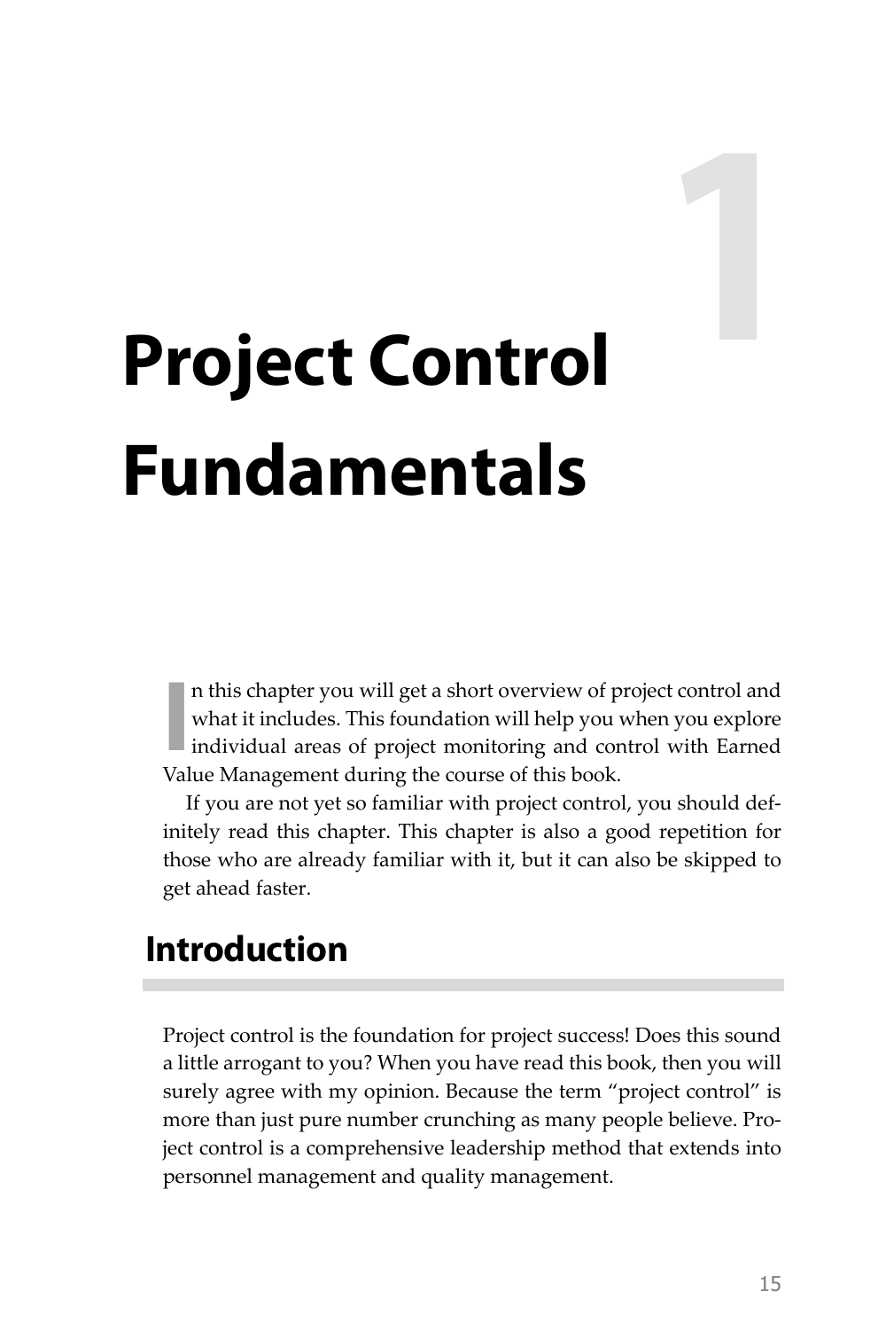# 1 Project Control Fundamentals

In this chapter you will get a short overview of project control and what it includes. This foundation will help you when you explore individual areas of project monitoring and control with Earned Value Management during the course of this book.

If you are not yet so familiar with project control, you should definitely read this chapter. This chapter is also a good repetition for those who are already familiar with it, but it can also be skipped to get ahead faster.

## Introduction

Project control is the foundation for project success! Does this sound a little arrogant to you? When you have read this book, then you will surely agree with my opinion. Because the term "project control" is more than just pure number crunching as many people believe. Project control is a comprehensive leadership method that extends into personnel management and quality management.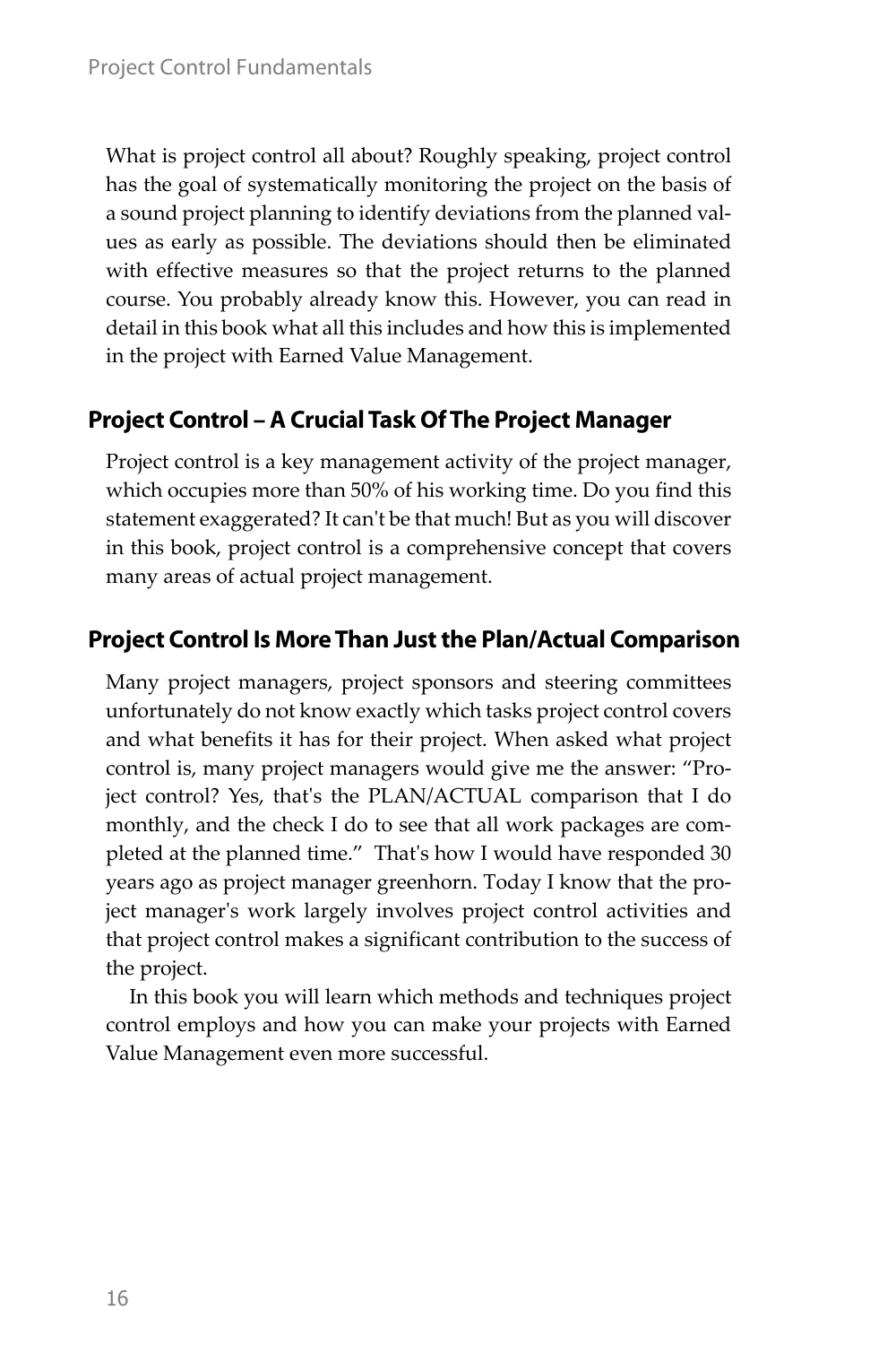What is project control all about? Roughly speaking, project control has the goal of systematically monitoring the project on the basis of a sound project planning to identify deviations from the planned values as early as possible. The deviations should then be eliminated with effective measures so that the project returns to the planned course. You probably already know this. However, you can read in detail in this book what all this includes and how this is implemented in the project with Earned Value Management.

## Project Control – A Crucial Task Of The Project Manager

Project control is a key management activity of the project manager, which occupies more than 50% of his working time. Do you find this statement exaggerated? It can't be that much! But as you will discover in this book, project control is a comprehensive concept that covers many areas of actual project management.

## Project Control Is More Than Just the Plan/Actual Comparison

Many project managers, project sponsors and steering committees unfortunately do not know exactly which tasks project control covers and what benefits it has for their project. When asked what project control is, many project managers would give me the answer: "Project control? Yes, that's the PLAN/ACTUAL comparison that I do monthly, and the check I do to see that all work packages are completed at the planned time." That's how I would have responded 30 years ago as project manager greenhorn. Today I know that the project manager's work largely involves project control activities and that project control makes a significant contribution to the success of the project.

In this book you will learn which methods and techniques project control employs and how you can make your projects with Earned Value Management even more successful.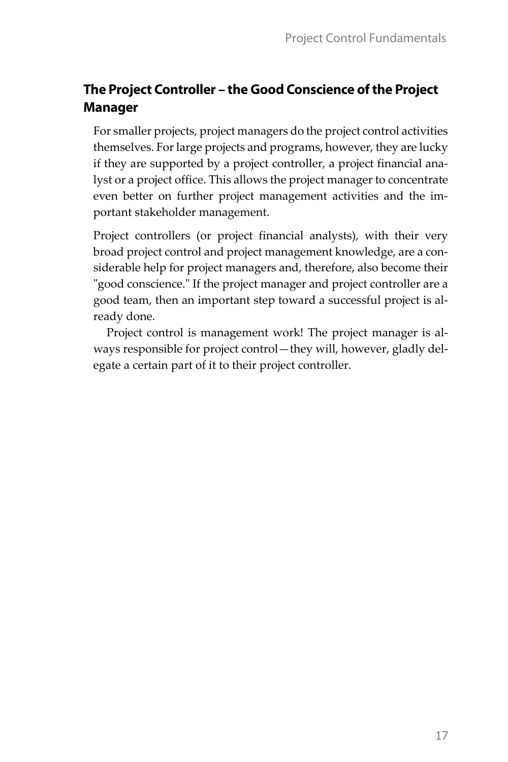## The Project Controller – the Good Conscience of the Project Manager

For smaller projects, project managers do the project control activities themselves. For large projects and programs, however, they are lucky if they are supported by a project controller, a project financial analyst or a project office. This allows the project manager to concentrate even better on further project management activities and the important stakeholder management.

Project controllers (or project financial analysts), with their very broad project control and project management knowledge, are a considerable help for project managers and, therefore, also become their "good conscience." If the project manager and project controller are a good team, then an important step toward a successful project is already done.

Project control is management work! The project manager is always responsible for project control—they will, however, gladly delegate a certain part of it to their project controller.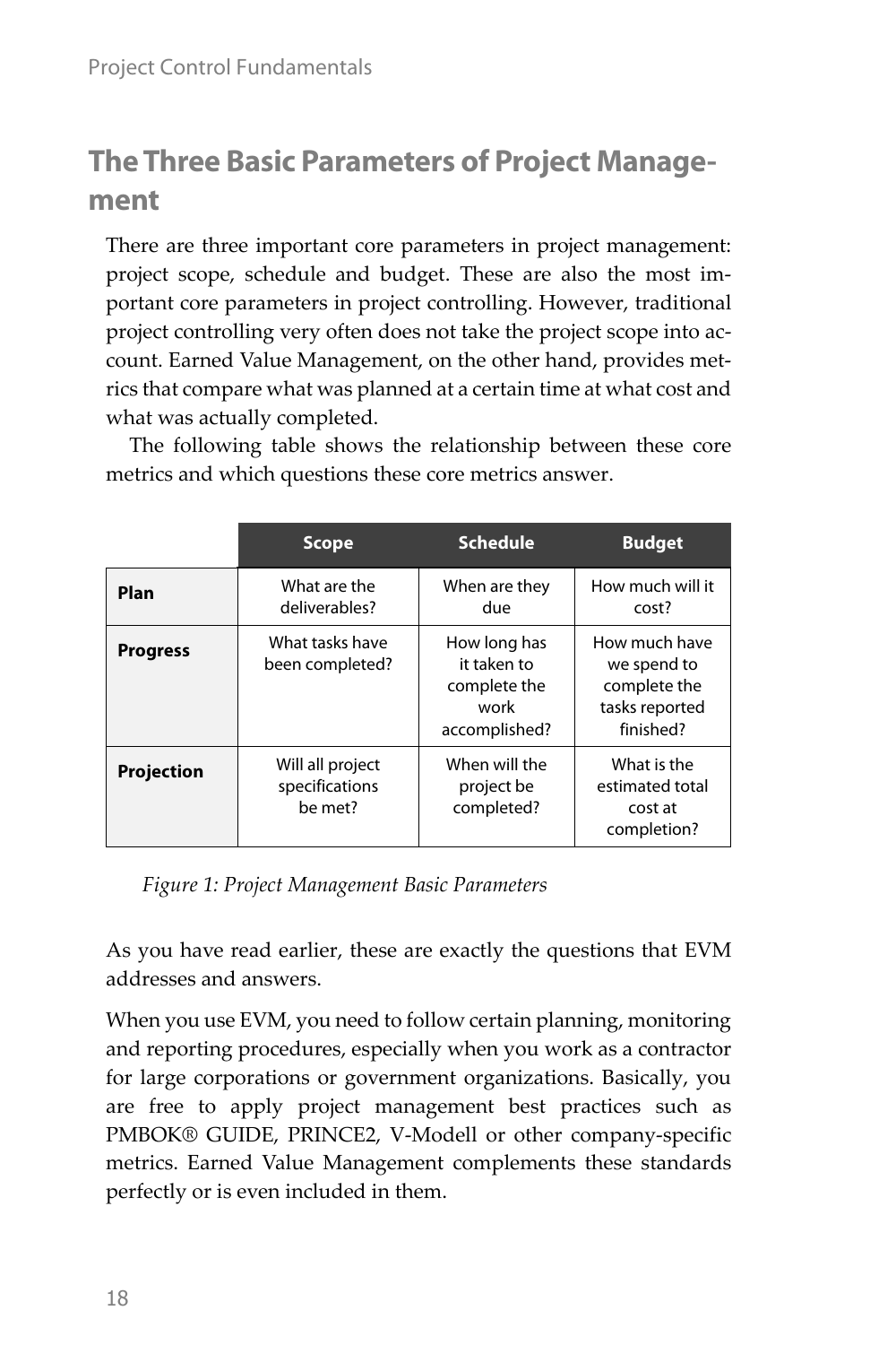## The Three Basic Parameters of Project Management

There are three important core parameters in project management: project scope, schedule and budget. These are also the most important core parameters in project controlling. However, traditional project controlling very often does not take the project scope into account. Earned Value Management, on the other hand, provides metrics that compare what was planned at a certain time at what cost and what was actually completed.

The following table shows the relationship between these core metrics and which questions these core metrics answer.

| | Scope | Schedule | Budget |
|---|---|---|---|
| **Plan** | What are the deliverables? | When are they due | How much will it cost? |
| **Progress** | What tasks have been completed? | How long has it taken to complete the work accomplished? | How much have we spend to complete the tasks reported finished? |
| **Projection** | Will all project specifications be met? | When will the project be completed? | What is the estimated total cost at completion? |

*Figure 1: Project Management Basic Parameters*

As you have read earlier, these are exactly the questions that EVM addresses and answers.

When you use EVM, you need to follow certain planning, monitoring and reporting procedures, especially when you work as a contractor for large corporations or government organizations. Basically, you are free to apply project management best practices such as PMBOK® GUIDE, PRINCE2, V-Modell or other company-specific metrics. Earned Value Management complements these standards perfectly or is even included in them.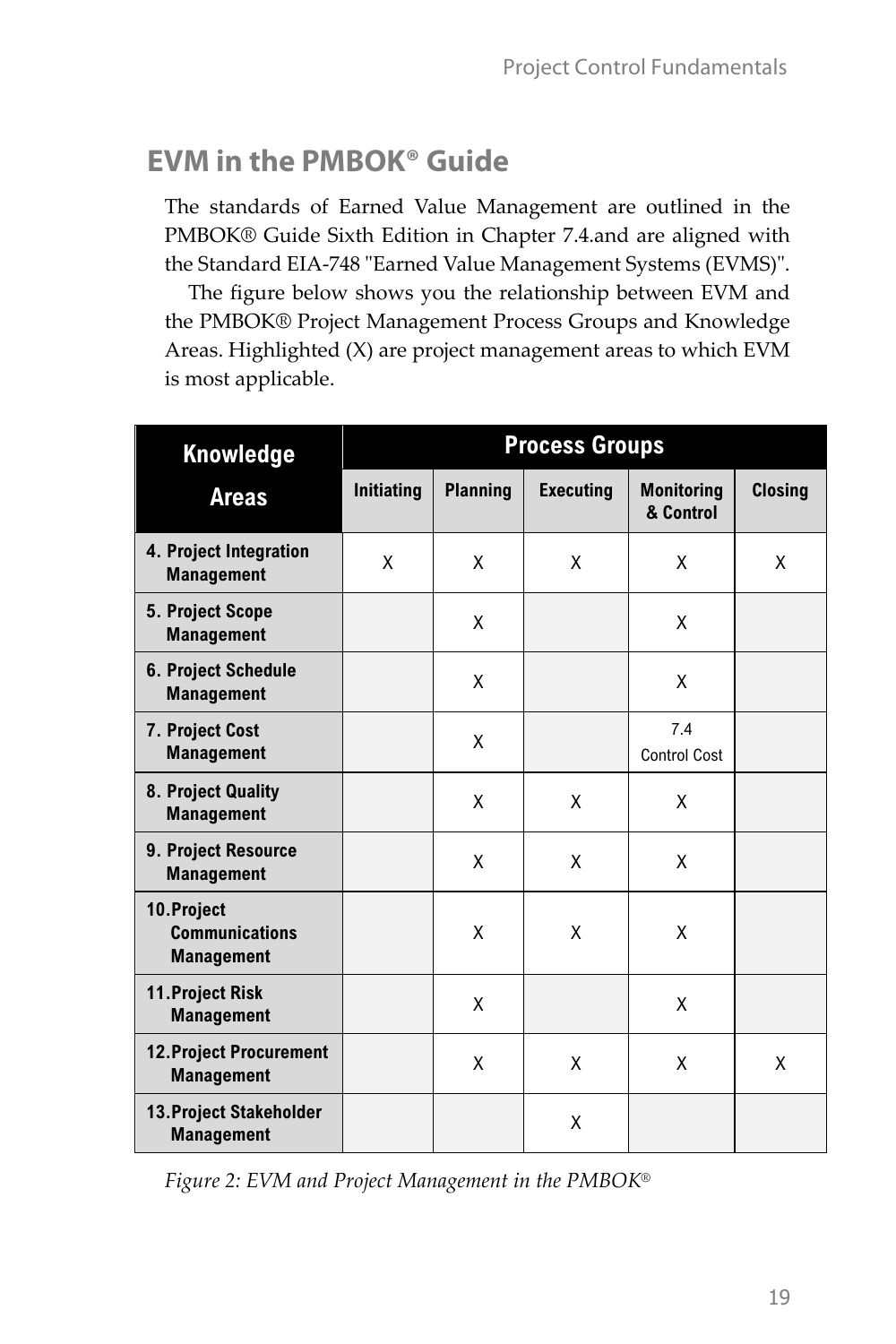## EVM in the PMBOK® Guide

The standards of Earned Value Management are outlined in the PMBOK® Guide Sixth Edition in Chapter 7.4.and are aligned with the Standard EIA-748 "Earned Value Management Systems (EVMS)".

The figure below shows you the relationship between EVM and the PMBOK® Project Management Process Groups and Knowledge Areas. Highlighted (X) are project management areas to which EVM is most applicable.

| Knowledge Areas | Process Groups | | | | |
|---|---|---|---|---|---|
| | Initiating | Planning | Executing | Monitoring & Control | Closing |
| 4. Project Integration Management | X | X | X | X | X |
| 5. Project Scope Management | | X | | X | |
| 6. Project Schedule Management | | X | | X | |
| 7. Project Cost Management | | X | | 7.4 Control Cost | |
| 8. Project Quality Management | | X | X | X | |
| 9. Project Resource Management | | X | X | X | |
| 10. Project Communications Management | | X | X | X | |
| 11. Project Risk Management | | X | | X | |
| 12. Project Procurement Management | | X | X | X | X |
| 13. Project Stakeholder Management | | | X | | |

*Figure 2: EVM and Project Management in the PMBOK®*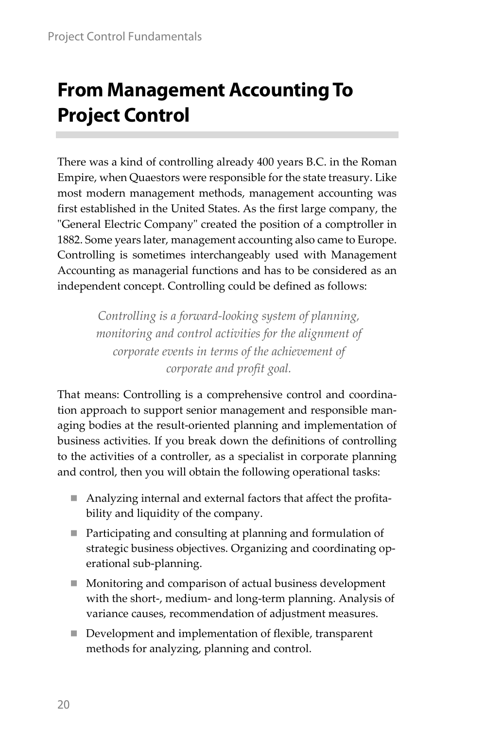# From Management Accounting To Project Control

There was a kind of controlling already 400 years B.C. in the Roman Empire, when Quaestors were responsible for the state treasury. Like most modern management methods, management accounting was first established in the United States. As the first large company, the "General Electric Company" created the position of a comptroller in 1882. Some years later, management accounting also came to Europe. Controlling is sometimes interchangeably used with Management Accounting as managerial functions and has to be considered as an independent concept. Controlling could be defined as follows:

> *Controlling is a forward-looking system of planning, monitoring and control activities for the alignment of corporate events in terms of the achievement of corporate and profit goal.*

That means: Controlling is a comprehensive control and coordination approach to support senior management and responsible managing bodies at the result-oriented planning and implementation of business activities. If you break down the definitions of controlling to the activities of a controller, as a specialist in corporate planning and control, then you will obtain the following operational tasks:

- Analyzing internal and external factors that affect the profitability and liquidity of the company.
- Participating and consulting at planning and formulation of strategic business objectives. Organizing and coordinating operational sub-planning.
- Monitoring and comparison of actual business development with the short-, medium- and long-term planning. Analysis of variance causes, recommendation of adjustment measures.
- Development and implementation of flexible, transparent methods for analyzing, planning and control.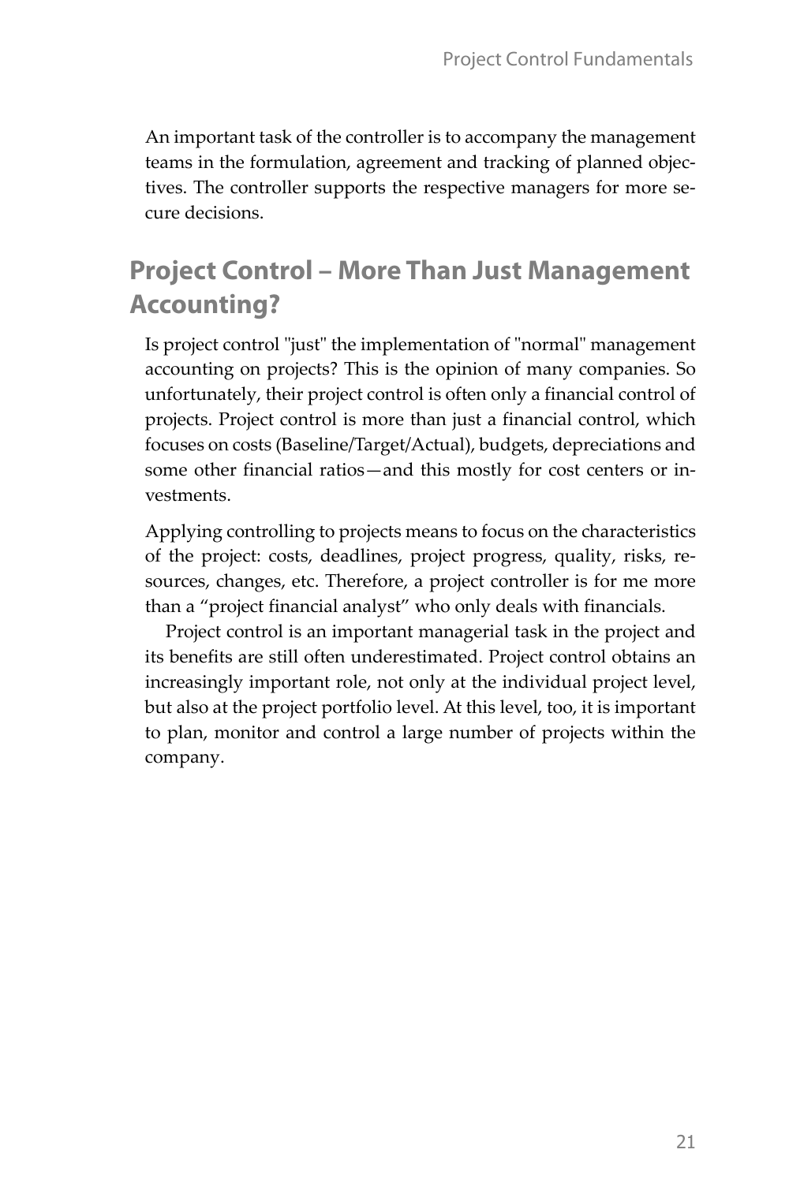An important task of the controller is to accompany the management teams in the formulation, agreement and tracking of planned objectives. The controller supports the respective managers for more secure decisions.

## Project Control – More Than Just Management Accounting?

Is project control "just" the implementation of "normal" management accounting on projects? This is the opinion of many companies. So unfortunately, their project control is often only a financial control of projects. Project control is more than just a financial control, which focuses on costs (Baseline/Target/Actual), budgets, depreciations and some other financial ratios—and this mostly for cost centers or investments.

Applying controlling to projects means to focus on the characteristics of the project: costs, deadlines, project progress, quality, risks, resources, changes, etc. Therefore, a project controller is for me more than a "project financial analyst" who only deals with financials.

Project control is an important managerial task in the project and its benefits are still often underestimated. Project control obtains an increasingly important role, not only at the individual project level, but also at the project portfolio level. At this level, too, it is important to plan, monitor and control a large number of projects within the company.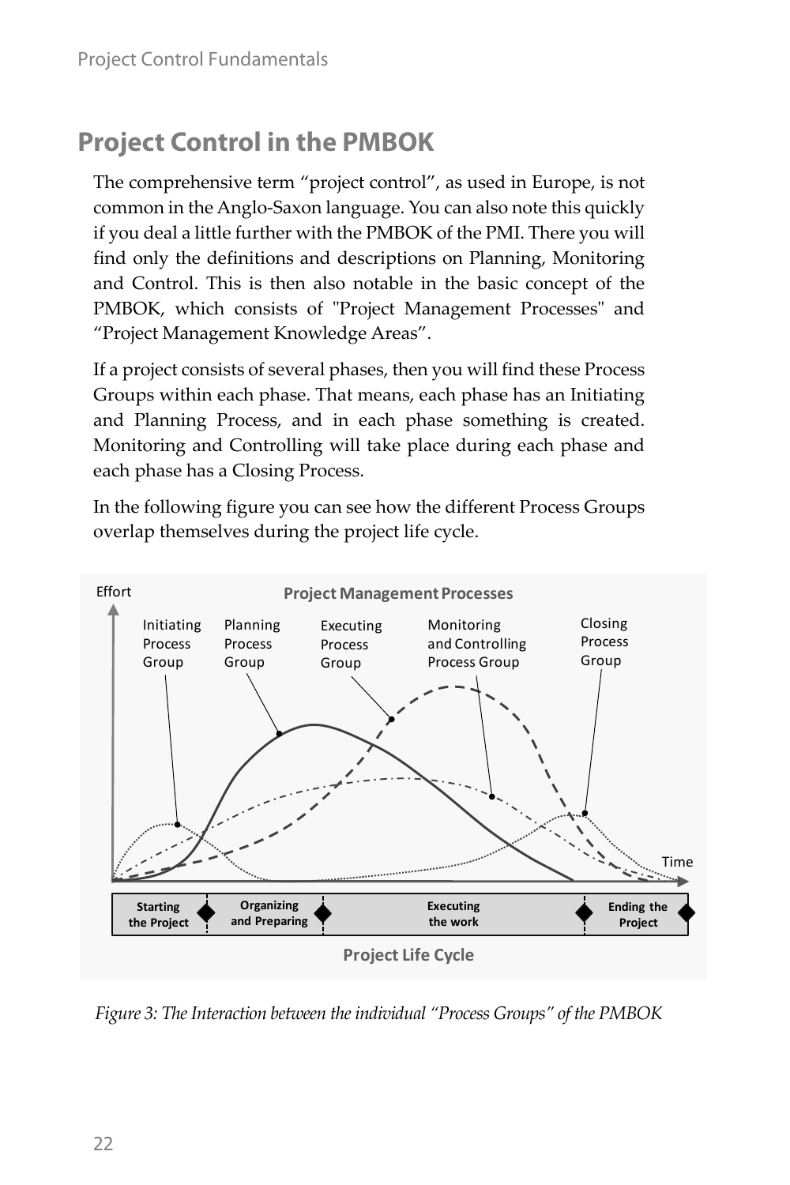## Project Control in the PMBOK

The comprehensive term "project control", as used in Europe, is not common in the Anglo-Saxon language. You can also note this quickly if you deal a little further with the PMBOK of the PMI. There you will find only the definitions and descriptions on Planning, Monitoring and Control. This is then also notable in the basic concept of the PMBOK, which consists of "Project Management Processes" and "Project Management Knowledge Areas".

If a project consists of several phases, then you will find these Process Groups within each phase. That means, each phase has an Initiating and Planning Process, and in each phase something is created. Monitoring and Controlling will take place during each phase and each phase has a Closing Process.

In the following figure you can see how the different Process Groups overlap themselves during the project life cycle.

*Figure 3: The Interaction between the individual "Process Groups" of the PMBOK*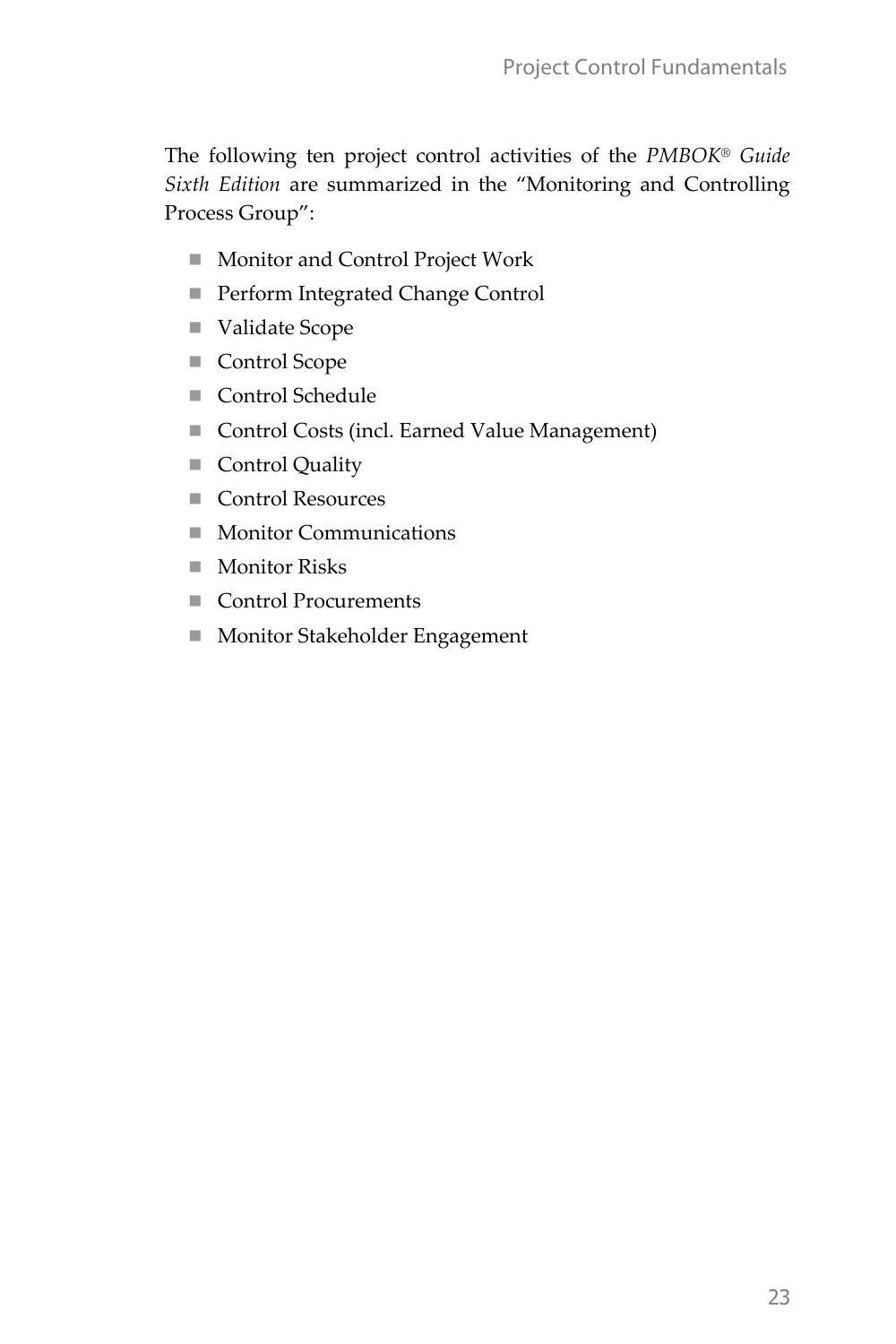The following ten project control activities of the *PMBOK® Guide Sixth Edition* are summarized in the "Monitoring and Controlling Process Group":

- Monitor and Control Project Work
- Perform Integrated Change Control
- Validate Scope
- Control Scope
- Control Schedule
- Control Costs (incl. Earned Value Management)
- Control Quality
- Control Resources
- Monitor Communications
- Monitor Risks
- Control Procurements
- Monitor Stakeholder Engagement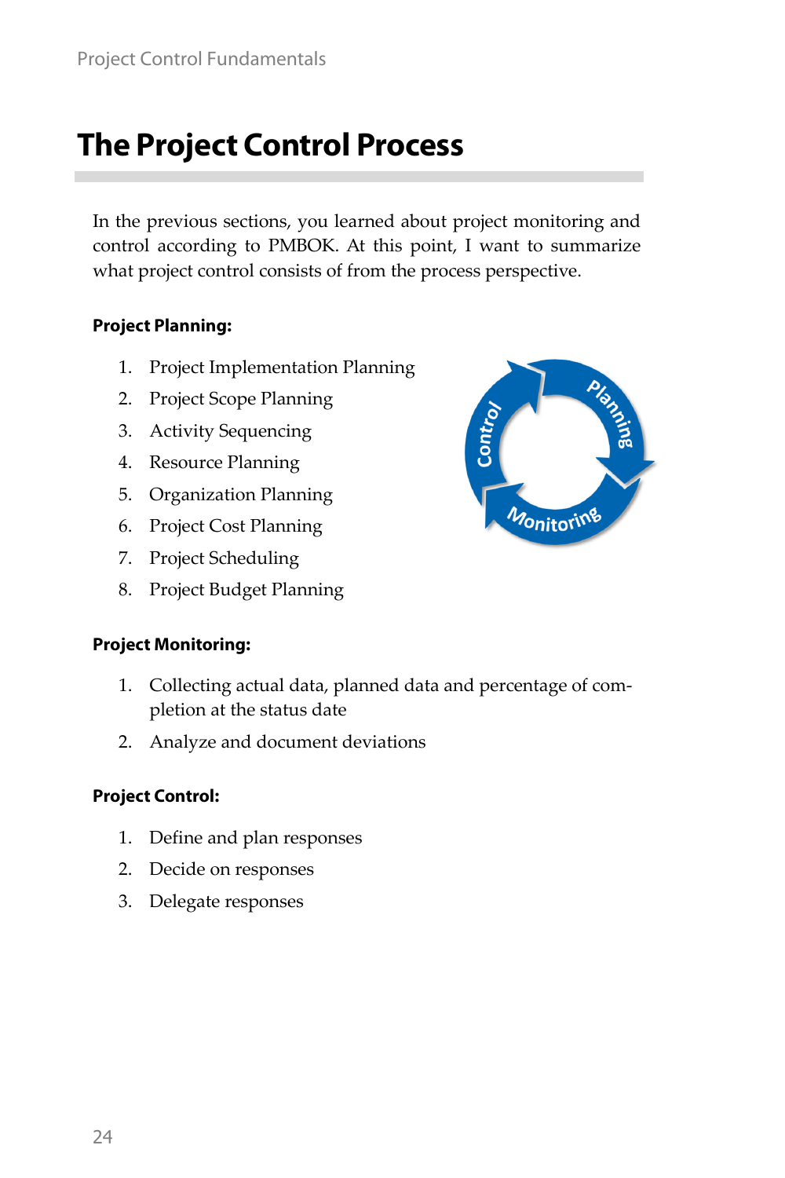# The Project Control Process

In the previous sections, you learned about project monitoring and control according to PMBOK. At this point, I want to summarize what project control consists of from the process perspective.

**Project Planning:**

1. Project Implementation Planning
2. Project Scope Planning
3. Activity Sequencing
4. Resource Planning
5. Organization Planning
6. Project Cost Planning
7. Project Scheduling
8. Project Budget Planning

**Project Monitoring:**

1. Collecting actual data, planned data and percentage of completion at the status date
2. Analyze and document deviations

**Project Control:**

1. Define and plan responses
2. Decide on responses
3. Delegate responses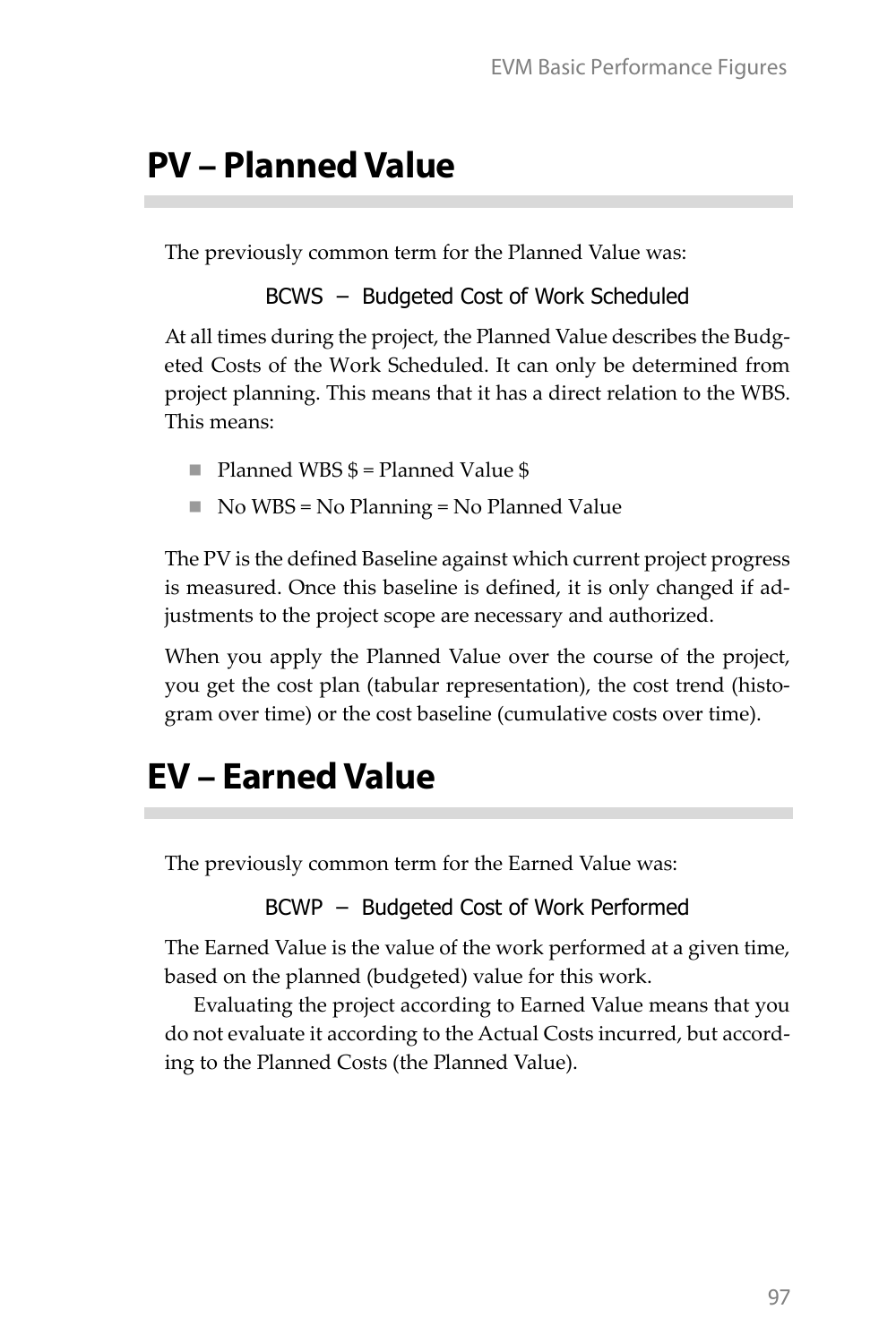## PV – Planned Value

The previously common term for the Planned Value was:

BCWS – Budgeted Cost of Work Scheduled

At all times during the project, the Planned Value describes the Budgeted Costs of the Work Scheduled. It can only be determined from project planning. This means that it has a direct relation to the WBS. This means:

- Planned WBS $ = Planned Value $
- No WBS = No Planning = No Planned Value

The PV is the defined Baseline against which current project progress is measured. Once this baseline is defined, it is only changed if adjustments to the project scope are necessary and authorized.

When you apply the Planned Value over the course of the project, you get the cost plan (tabular representation), the cost trend (histogram over time) or the cost baseline (cumulative costs over time).

## EV – Earned Value

The previously common term for the Earned Value was:

BCWP – Budgeted Cost of Work Performed

The Earned Value is the value of the work performed at a given time, based on the planned (budgeted) value for this work.

Evaluating the project according to Earned Value means that you do not evaluate it according to the Actual Costs incurred, but according to the Planned Costs (the Planned Value).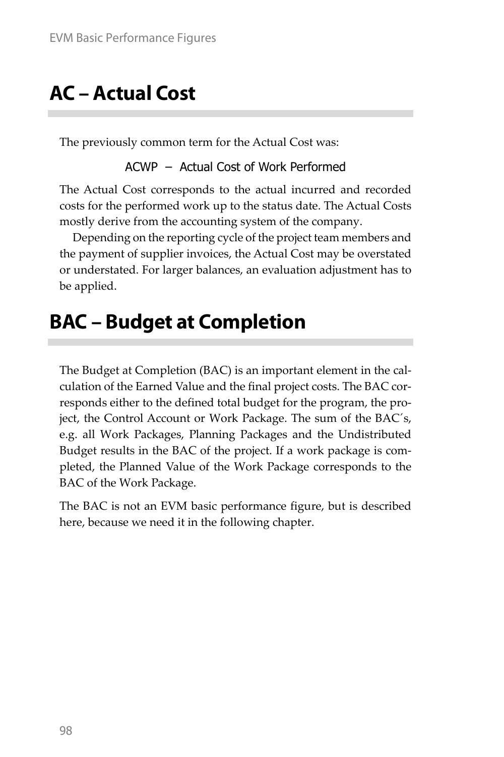# AC – Actual Cost

The previously common term for the Actual Cost was:

ACWP – Actual Cost of Work Performed

The Actual Cost corresponds to the actual incurred and recorded costs for the performed work up to the status date. The Actual Costs mostly derive from the accounting system of the company.

Depending on the reporting cycle of the project team members and the payment of supplier invoices, the Actual Cost may be overstated or understated. For larger balances, an evaluation adjustment has to be applied.

# BAC – Budget at Completion

The Budget at Completion (BAC) is an important element in the calculation of the Earned Value and the final project costs. The BAC corresponds either to the defined total budget for the program, the project, the Control Account or Work Package. The sum of the BAC´s, e.g. all Work Packages, Planning Packages and the Undistributed Budget results in the BAC of the project. If a work package is completed, the Planned Value of the Work Package corresponds to the BAC of the Work Package.

The BAC is not an EVM basic performance figure, but is described here, because we need it in the following chapter.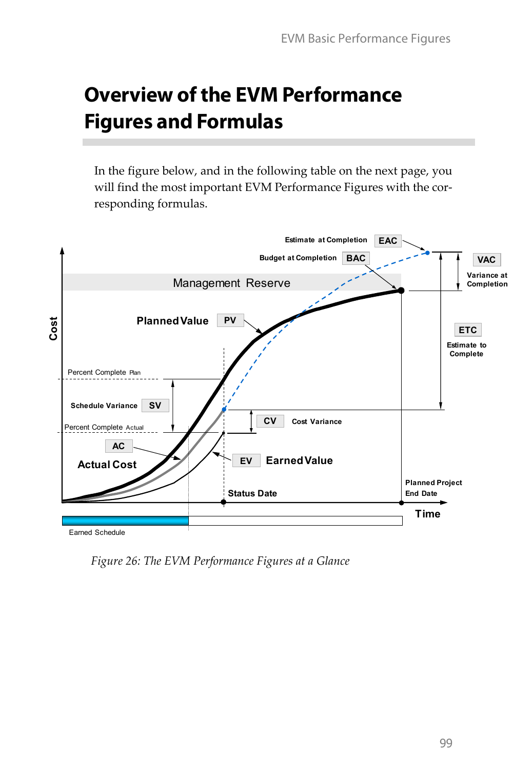# Overview of the EVM Performance Figures and Formulas

In the figure below, and in the following table on the next page, you will find the most important EVM Performance Figures with the corresponding formulas.

*Figure 26: The EVM Performance Figures at a Glance*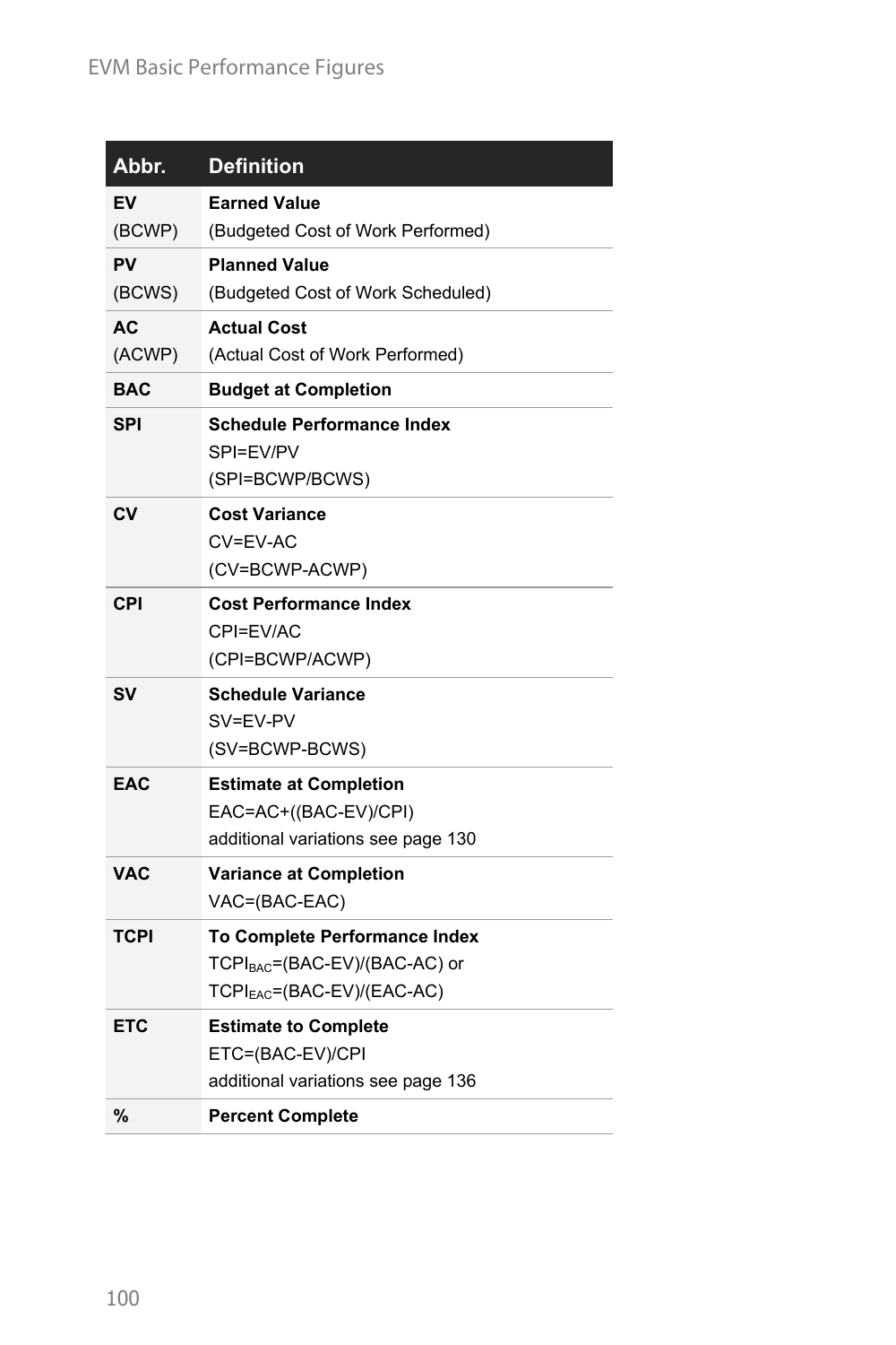| Abbr. | Definition |
|---|---|
| **EV** (BCWP) | **Earned Value** (Budgeted Cost of Work Performed) |
| **PV** (BCWS) | **Planned Value** (Budgeted Cost of Work Scheduled) |
| **AC** (ACWP) | **Actual Cost** (Actual Cost of Work Performed) |
| **BAC** | **Budget at Completion** |
| **SPI** | **Schedule Performance Index** SPI=EV/PV (SPI=BCWP/BCWS) |
| **CV** | **Cost Variance** CV=EV-AC (CV=BCWP-ACWP) |
| **CPI** | **Cost Performance Index** CPI=EV/AC (CPI=BCWP/ACWP) |
| **SV** | **Schedule Variance** SV=EV-PV (SV=BCWP-BCWS) |
| **EAC** | **Estimate at Completion** EAC=AC+((BAC-EV)/CPI) additional variations see page 130 |
| **VAC** | **Variance at Completion** VAC=(BAC-EAC) |
| **TCPI** | **To Complete Performance Index** $TCPI_{BAC}$=(BAC-EV)/(BAC-AC) or $TCPI_{EAC}$=(BAC-EV)/(EAC-AC) |
| **ETC** | **Estimate to Complete** ETC=(BAC-EV)/CPI additional variations see page 136 |
| **%** | **Percent Complete** |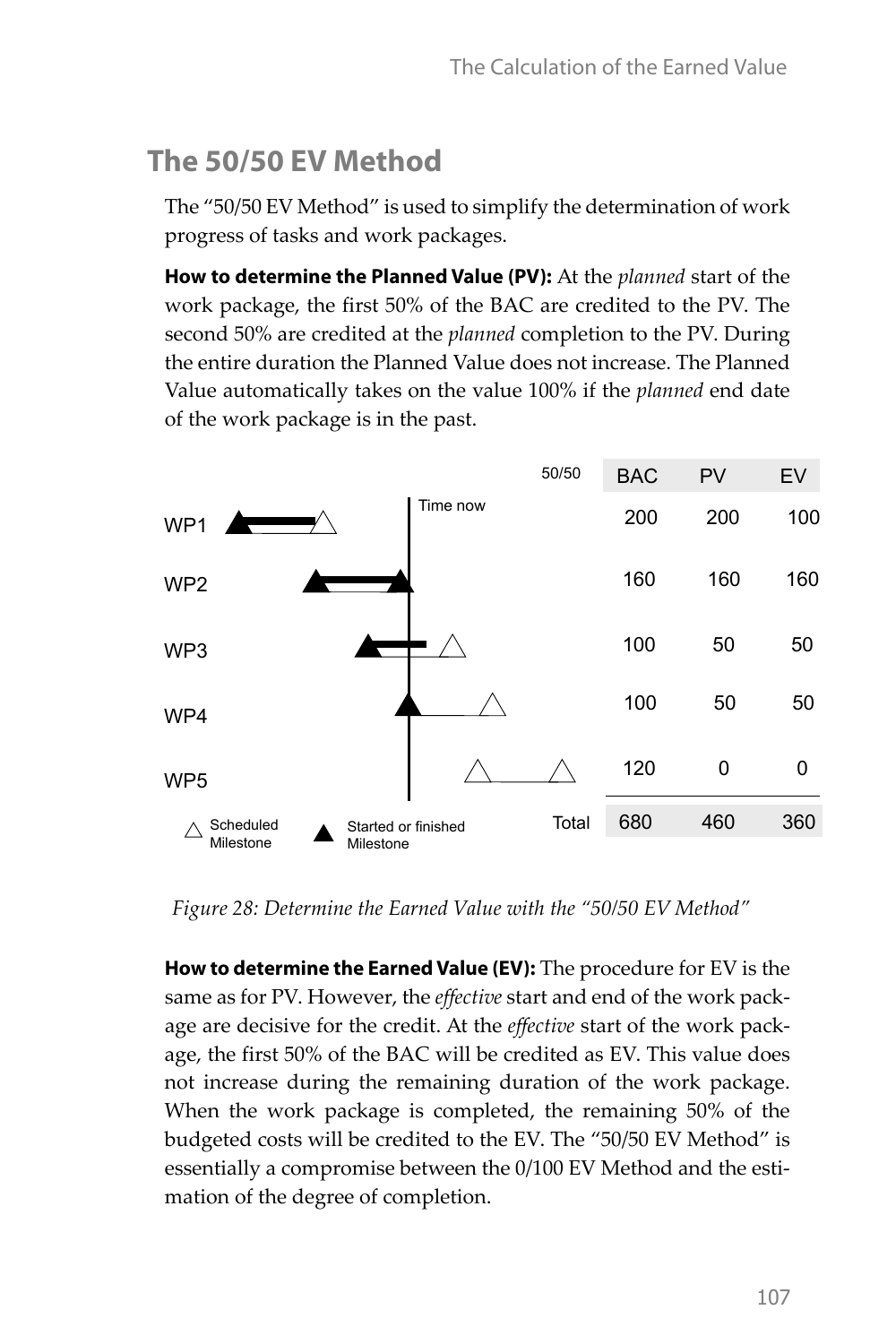## The 50/50 EV Method

The "50/50 EV Method" is used to simplify the determination of work progress of tasks and work packages.

**How to determine the Planned Value (PV):** At the *planned* start of the work package, the first 50% of the BAC are credited to the PV. The second 50% are credited at the *planned* completion to the PV. During the entire duration the Planned Value does not increase. The Planned Value automatically takes on the value 100% if the *planned* end date of the work package is in the past.

| 50/50 | BAC | PV | EV |
|---|---|---|---|
| WP1 | 200 | 200 | 100 |
| WP2 | 160 | 160 | 160 |
| WP3 | 100 | 50 | 50 |
| WP4 | 100 | 50 | 50 |
| WP5 | 120 | 0 | 0 |
| Total | 680 | 460 | 360 |

△ Scheduled Milestone ▲ Started or finished Milestone

*Figure 28: Determine the Earned Value with the "50/50 EV Method"*

**How to determine the Earned Value (EV):** The procedure for EV is the same as for PV. However, the *effective* start and end of the work package are decisive for the credit. At the *effective* start of the work package, the first 50% of the BAC will be credited as EV. This value does not increase during the remaining duration of the work package. When the work package is completed, the remaining 50% of the budgeted costs will be credited to the EV. The "50/50 EV Method" is essentially a compromise between the 0/100 EV Method and the estimation of the degree of completion.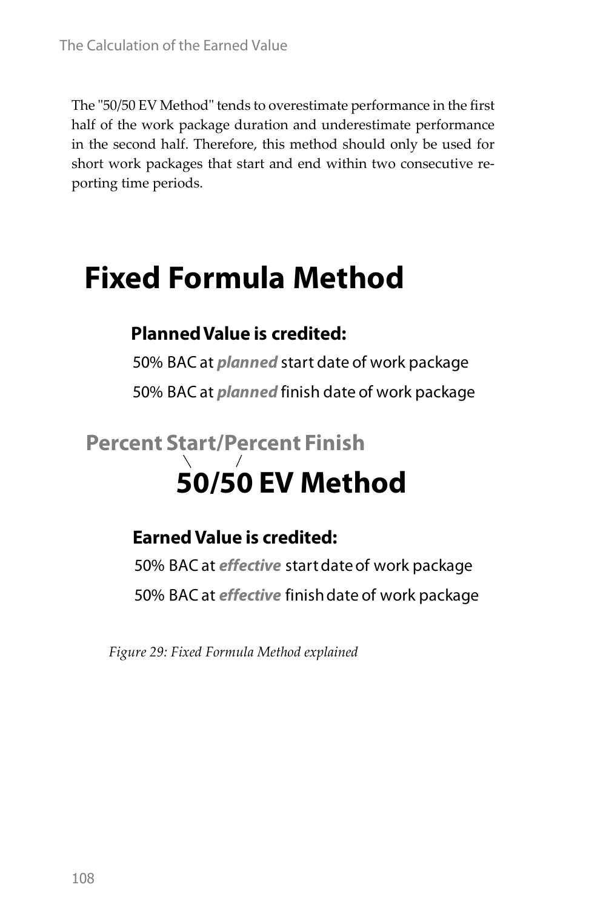The "50/50 EV Method" tends to overestimate performance in the first half of the work package duration and underestimate performance in the second half. Therefore, this method should only be used for short work packages that start and end within two consecutive reporting time periods.

# Fixed Formula Method

**Planned Value is credited:**

50% BAC at ***planned*** start date of work package

50% BAC at ***planned*** finish date of work package

**Percent Start/Percent Finish**

## 50/50 EV Method

**Earned Value is credited:**

50% BAC at ***effective*** start date of work package

50% BAC at ***effective*** finish date of work package

*Figure 29: Fixed Formula Method explained*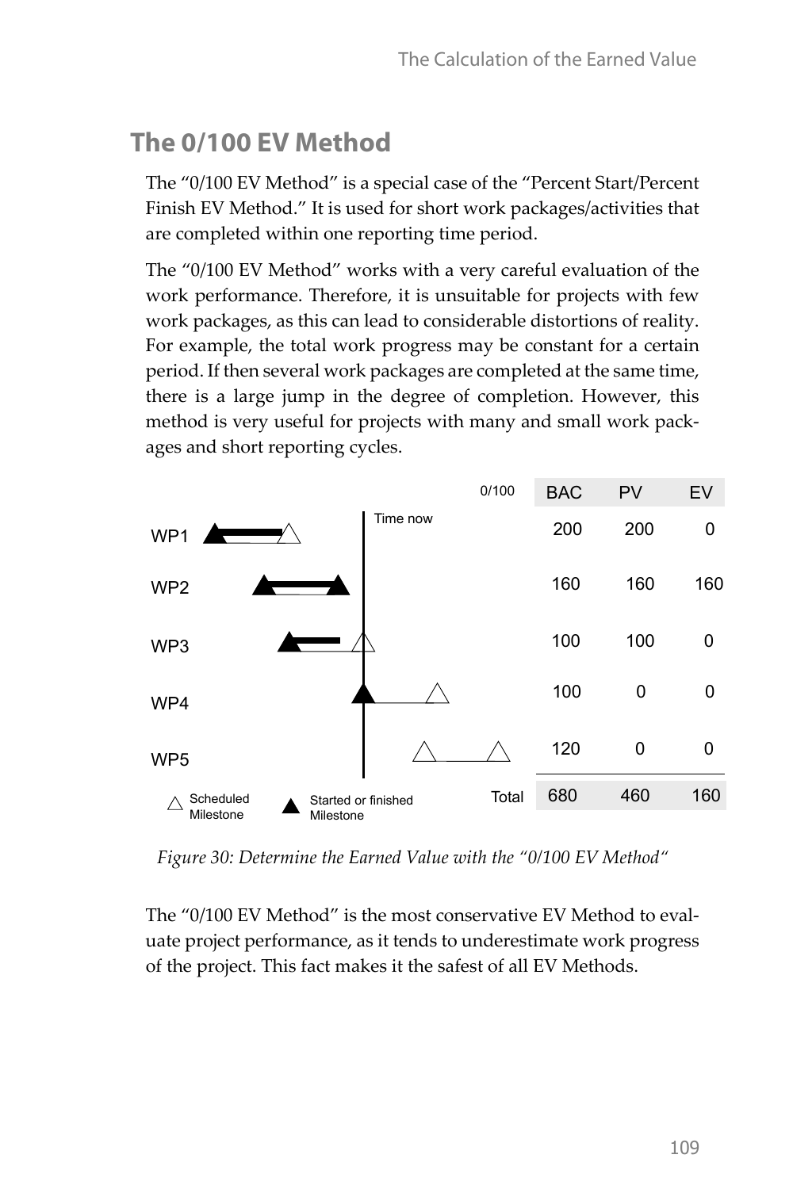## The 0/100 EV Method

The "0/100 EV Method" is a special case of the "Percent Start/Percent Finish EV Method." It is used for short work packages/activities that are completed within one reporting time period.

The "0/100 EV Method" works with a very careful evaluation of the work performance. Therefore, it is unsuitable for projects with few work packages, as this can lead to considerable distortions of reality. For example, the total work progress may be constant for a certain period. If then several work packages are completed at the same time, there is a large jump in the degree of completion. However, this method is very useful for projects with many and small work packages and short reporting cycles.

| 0/100 | BAC | PV | EV |
|---|---|---|---|
| WP1 | 200 | 200 | 0 |
| WP2 | 160 | 160 | 160 |
| WP3 | 100 | 100 | 0 |
| WP4 | 100 | 0 | 0 |
| WP5 | 120 | 0 | 0 |
| Total | 680 | 460 | 160 |

△ Scheduled Milestone ▲ Started or finished Milestone — Time now

*Figure 30: Determine the Earned Value with the "0/100 EV Method"*

The "0/100 EV Method" is the most conservative EV Method to evaluate project performance, as it tends to underestimate work progress of the project. This fact makes it the safest of all EV Methods.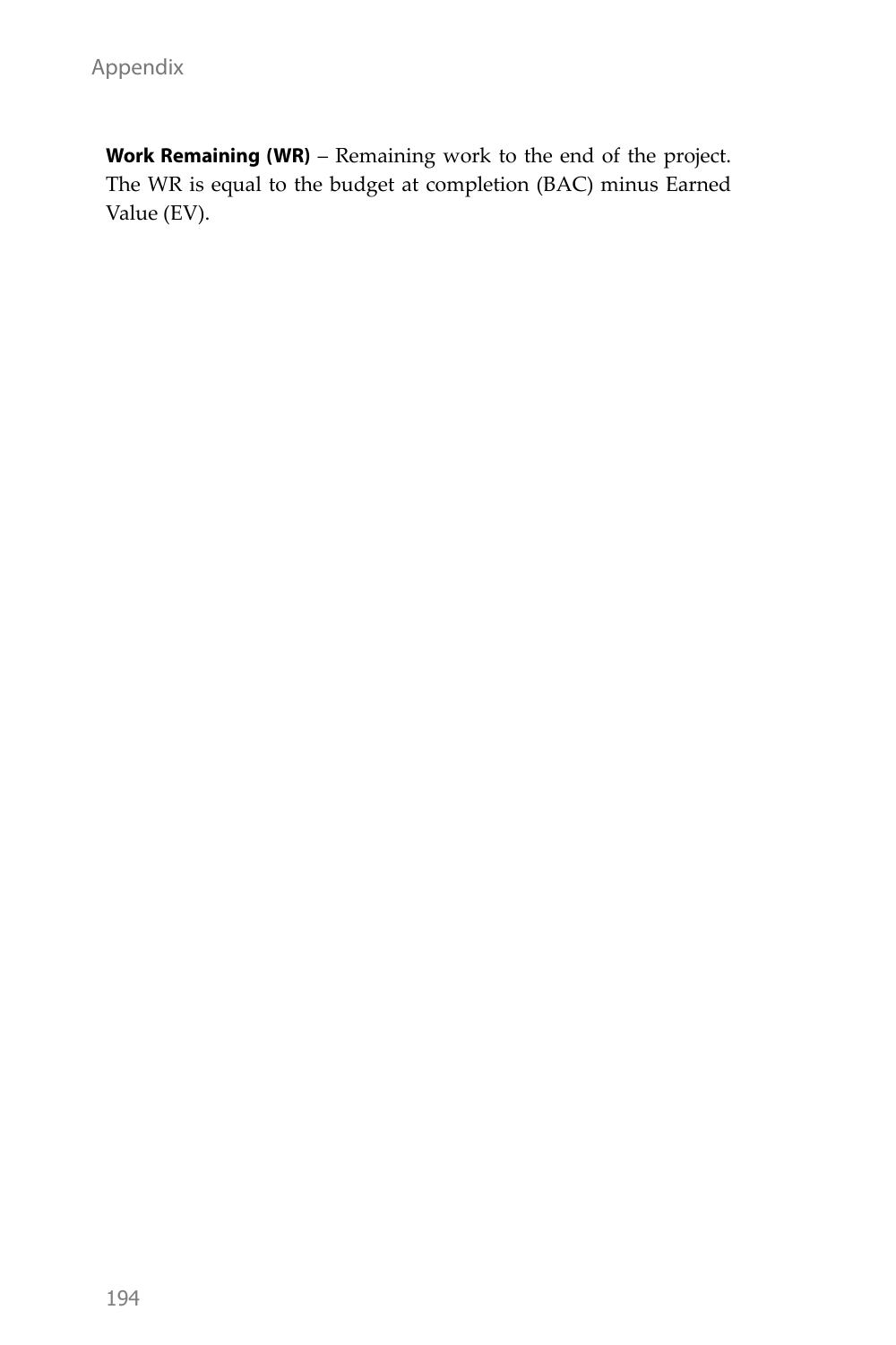**Work Remaining (WR)** – Remaining work to the end of the project. The WR is equal to the budget at completion (BAC) minus Earned Value (EV).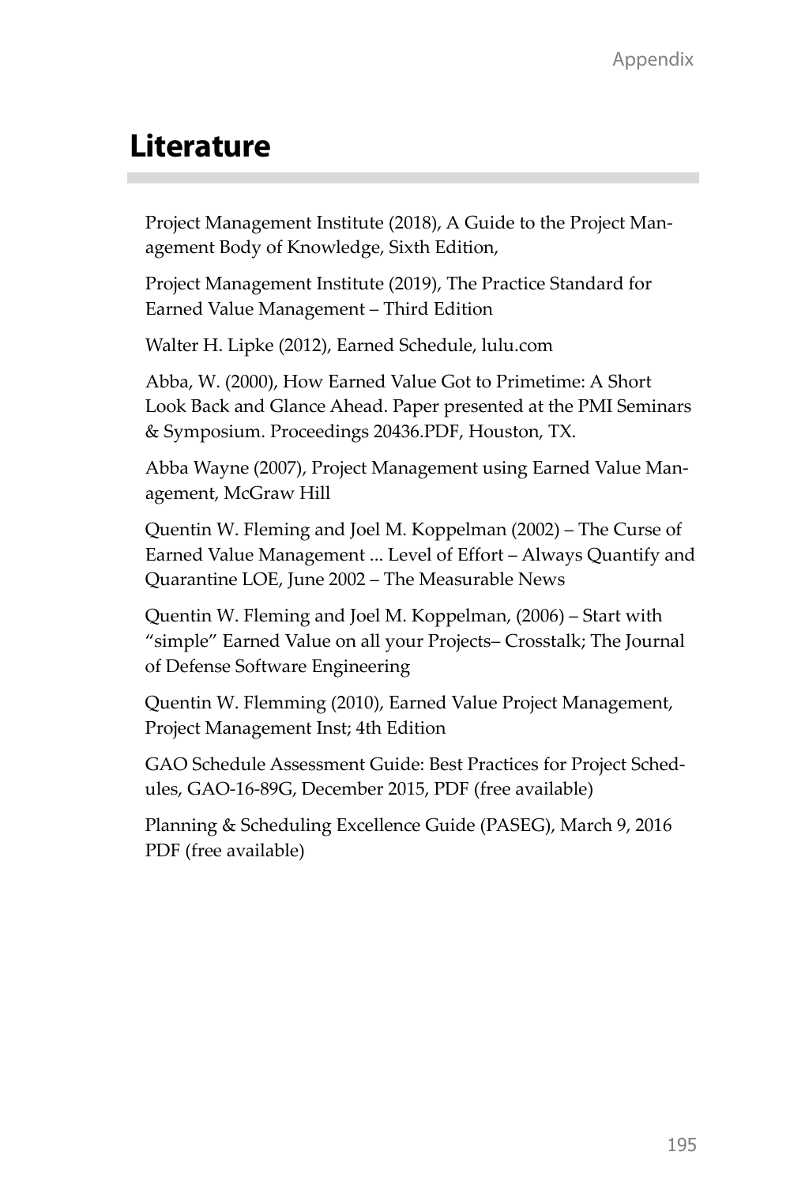# Literature

Project Management Institute (2018), A Guide to the Project Management Body of Knowledge, Sixth Edition,

Project Management Institute (2019), The Practice Standard for Earned Value Management – Third Edition

Walter H. Lipke (2012), Earned Schedule, lulu.com

Abba, W. (2000), How Earned Value Got to Primetime: A Short Look Back and Glance Ahead. Paper presented at the PMI Seminars & Symposium. Proceedings 20436.PDF, Houston, TX.

Abba Wayne (2007), Project Management using Earned Value Management, McGraw Hill

Quentin W. Fleming and Joel M. Koppelman (2002) – The Curse of Earned Value Management ... Level of Effort – Always Quantify and Quarantine LOE, June 2002 – The Measurable News

Quentin W. Fleming and Joel M. Koppelman, (2006) – Start with "simple" Earned Value on all your Projects– Crosstalk; The Journal of Defense Software Engineering

Quentin W. Flemming (2010), Earned Value Project Management, Project Management Inst; 4th Edition

GAO Schedule Assessment Guide: Best Practices for Project Schedules, GAO-16-89G, December 2015, PDF (free available)

Planning & Scheduling Excellence Guide (PASEG), March 9, 2016 PDF (free available)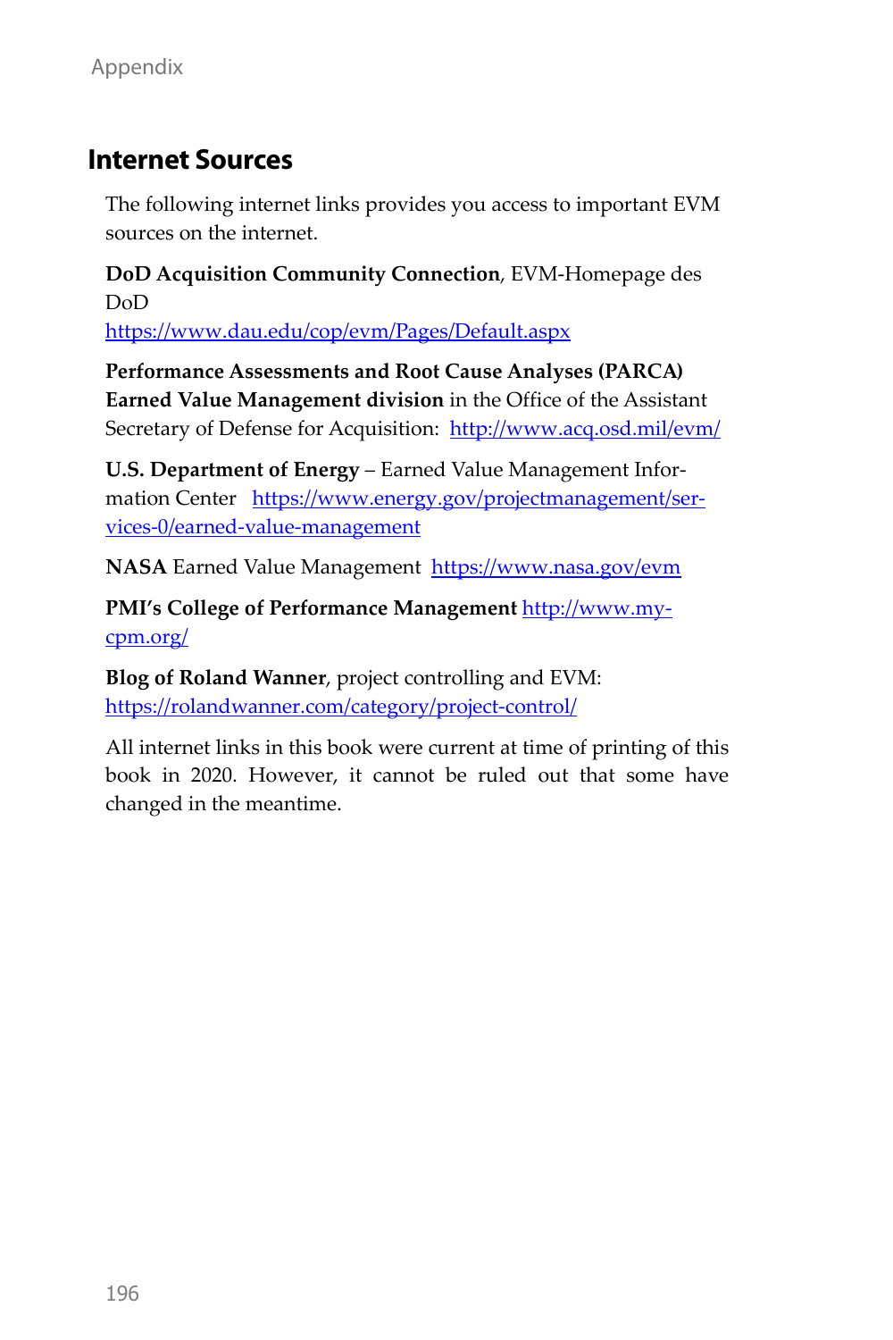## Internet Sources

The following internet links provides you access to important EVM sources on the internet.

**DoD Acquisition Community Connection**, EVM-Homepage des DoD
https://www.dau.edu/cop/evm/Pages/Default.aspx

**Performance Assessments and Root Cause Analyses (PARCA) Earned Value Management division** in the Office of the Assistant Secretary of Defense for Acquisition: http://www.acq.osd.mil/evm/

**U.S. Department of Energy** – Earned Value Management Information Center https://www.energy.gov/projectmanagement/services-0/earned-value-management

**NASA** Earned Value Management https://www.nasa.gov/evm

**PMI's College of Performance Management** http://www.mycpm.org/

**Blog of Roland Wanner**, project controlling and EVM:
https://rolandwanner.com/category/project-control/

All internet links in this book were current at time of printing of this book in 2020. However, it cannot be ruled out that some have changed in the meantime.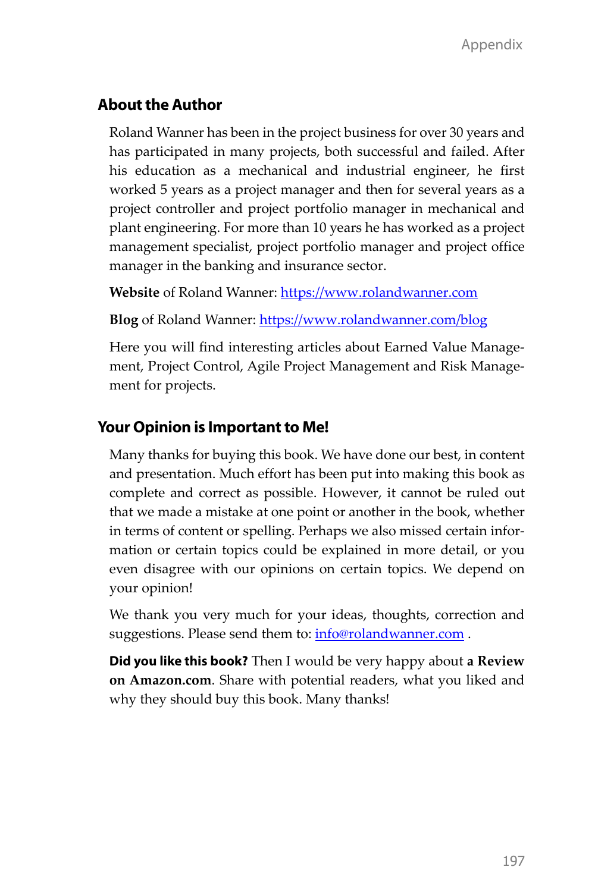## About the Author

Roland Wanner has been in the project business for over 30 years and has participated in many projects, both successful and failed. After his education as a mechanical and industrial engineer, he first worked 5 years as a project manager and then for several years as a project controller and project portfolio manager in mechanical and plant engineering. For more than 10 years he has worked as a project management specialist, project portfolio manager and project office manager in the banking and insurance sector.

**Website** of Roland Wanner: https://www.rolandwanner.com

**Blog** of Roland Wanner: https://www.rolandwanner.com/blog

Here you will find interesting articles about Earned Value Management, Project Control, Agile Project Management and Risk Management for projects.

## Your Opinion is Important to Me!

Many thanks for buying this book. We have done our best, in content and presentation. Much effort has been put into making this book as complete and correct as possible. However, it cannot be ruled out that we made a mistake at one point or another in the book, whether in terms of content or spelling. Perhaps we also missed certain information or certain topics could be explained in more detail, or you even disagree with our opinions on certain topics. We depend on your opinion!

We thank you very much for your ideas, thoughts, correction and suggestions. Please send them to: info@rolandwanner.com .

**Did you like this book?** Then I would be very happy about **a Review on Amazon.com**. Share with potential readers, what you liked and why they should buy this book. Many thanks!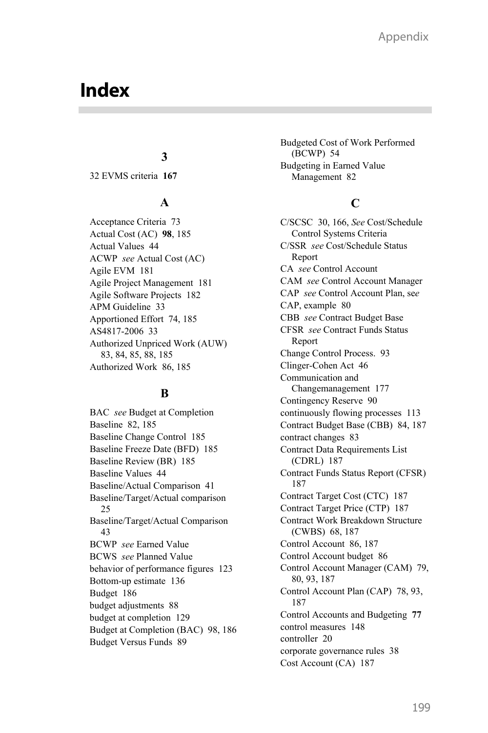# Index

### 3

32 EVMS criteria **167**

### A

Acceptance Criteria 73
Actual Cost (AC) **98**, 185
Actual Values 44
ACWP *see* Actual Cost (AC)
Agile EVM 181
Agile Project Management 181
Agile Software Projects 182
APM Guideline 33
Apportioned Effort 74, 185
AS4817-2006 33
Authorized Unpriced Work (AUW) 83, 84, 85, 88, 185
Authorized Work 86, 185

### B

BAC *see* Budget at Completion
Baseline 82, 185
Baseline Change Control 185
Baseline Freeze Date (BFD) 185
Baseline Review (BR) 185
Baseline Values 44
Baseline/Actual Comparison 41
Baseline/Target/Actual comparison 25
Baseline/Target/Actual Comparison 43
BCWP *see* Earned Value
BCWS *see* Planned Value
behavior of performance figures 123
Bottom-up estimate 136
Budget 186
budget adjustments 88
budget at completion 129
Budget at Completion (BAC) 98, 186
Budget Versus Funds 89
Budgeted Cost of Work Performed (BCWP) 54
Budgeting in Earned Value Management 82

### C

C/SCSC 30, 166, *See* Cost/Schedule Control Systems Criteria
C/SSR *see* Cost/Schedule Status Report
CA *see* Control Account
CAM *see* Control Account Manager
CAP *see* Control Account Plan, se*e*
CAP, example 80
CBB *see* Contract Budget Base
CFSR *see* Contract Funds Status Report
Change Control Process. 93
Clinger-Cohen Act 46
Communication and Changemanagement 177
Contingency Reserve 90
continuously flowing processes 113
Contract Budget Base (CBB) 84, 187
contract changes 83
Contract Data Requirements List (CDRL) 187
Contract Funds Status Report (CFSR) 187
Contract Target Cost (CTC) 187
Contract Target Price (CTP) 187
Contract Work Breakdown Structure (CWBS) 68, 187
Control Account 86, 187
Control Account budget 86
Control Account Manager (CAM) 79, 80, 93, 187
Control Account Plan (CAP) 78, 93, 187
Control Accounts and Budgeting **77**
control measures 148
controller 20
corporate governance rules 38
Cost Account (CA) 187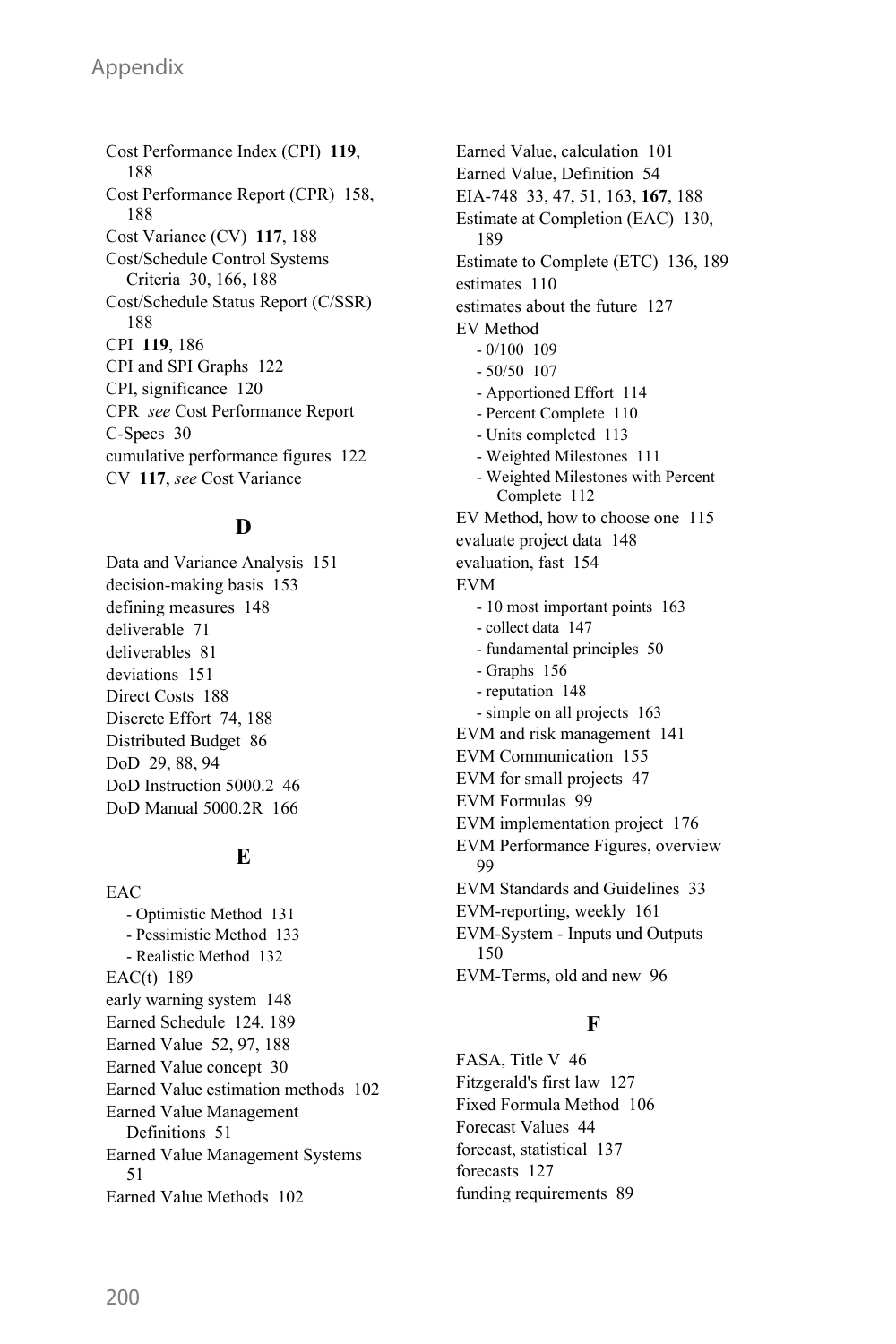Cost Performance Index (CPI) **119**, 188
Cost Performance Report (CPR) 158, 188
Cost Variance (CV) **117**, 188
Cost/Schedule Control Systems Criteria 30, 166, 188
Cost/Schedule Status Report (C/SSR) 188
CPI **119**, 186
CPI and SPI Graphs 122
CPI, significance 120
CPR *see* Cost Performance Report
C-Specs 30
cumulative performance figures 122
CV **117**, *see* Cost Variance

## D

Data and Variance Analysis 151
decision-making basis 153
defining measures 148
deliverable 71
deliverables 81
deviations 151
Direct Costs 188
Discrete Effort 74, 188
Distributed Budget 86
DoD 29, 88, 94
DoD Instruction 5000.2 46
DoD Manual 5000.2R 166

## E

EAC
- Optimistic Method 131
- Pessimistic Method 133
- Realistic Method 132

EAC(t) 189
early warning system 148
Earned Schedule 124, 189
Earned Value 52, 97, 188
Earned Value concept 30
Earned Value estimation methods 102
Earned Value Management Definitions 51
Earned Value Management Systems 51
Earned Value Methods 102
Earned Value, calculation 101
Earned Value, Definition 54
EIA-748 33, 47, 51, 163, **167**, 188
Estimate at Completion (EAC) 130, 189
Estimate to Complete (ETC) 136, 189
estimates 110
estimates about the future 127
EV Method
- 0/100 109
- 50/50 107
- Apportioned Effort 114
- Percent Complete 110
- Units completed 113
- Weighted Milestones 111
- Weighted Milestones with Percent Complete 112

EV Method, how to choose one 115
evaluate project data 148
evaluation, fast 154
EVM
- 10 most important points 163
- collect data 147
- fundamental principles 50
- Graphs 156
- reputation 148
- simple on all projects 163

EVM and risk management 141
EVM Communication 155
EVM for small projects 47
EVM Formulas 99
EVM implementation project 176
EVM Performance Figures, overview 99
EVM Standards and Guidelines 33
EVM-reporting, weekly 161
EVM-System - Inputs und Outputs 150
EVM-Terms, old and new 96

## F

FASA, Title V 46
Fitzgerald's first law 127
Fixed Formula Method 106
Forecast Values 44
forecast, statistical 137
forecasts 127
funding requirements 89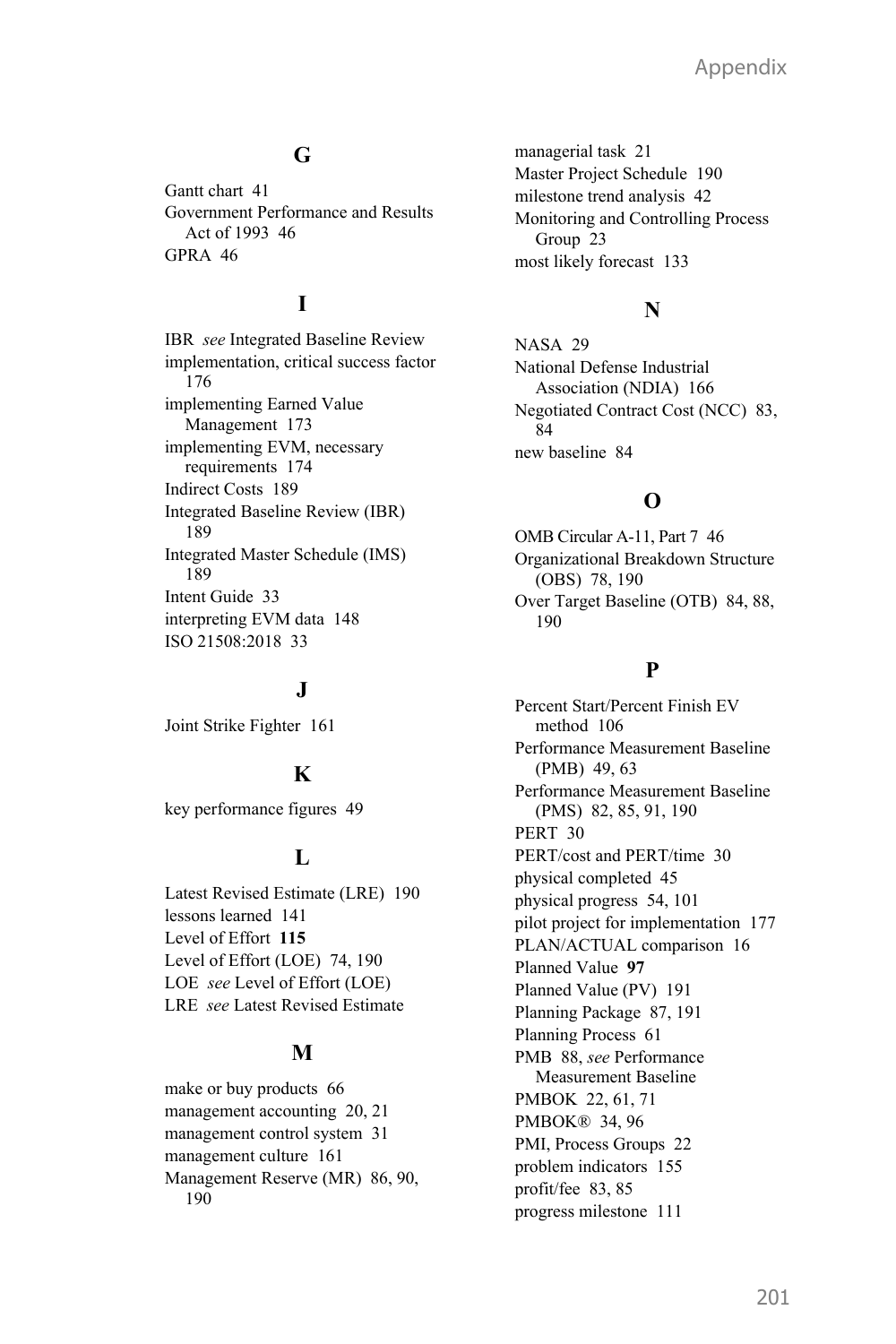## G

Gantt chart 41
Government Performance and Results Act of 1993 46
GPRA 46

## I

IBR *see* Integrated Baseline Review
implementation, critical success factor 176
implementing Earned Value Management 173
implementing EVM, necessary requirements 174
Indirect Costs 189
Integrated Baseline Review (IBR) 189
Integrated Master Schedule (IMS) 189
Intent Guide 33
interpreting EVM data 148
ISO 21508:2018 33

## J

Joint Strike Fighter 161

## K

key performance figures 49

## L

Latest Revised Estimate (LRE) 190
lessons learned 141
Level of Effort **115**
Level of Effort (LOE) 74, 190
LOE *see* Level of Effort (LOE)
LRE *see* Latest Revised Estimate

## M

make or buy products 66
management accounting 20, 21
management control system 31
management culture 161
Management Reserve (MR) 86, 90, 190
managerial task 21
Master Project Schedule 190
milestone trend analysis 42
Monitoring and Controlling Process Group 23
most likely forecast 133

## N

NASA 29
National Defense Industrial Association (NDIA) 166
Negotiated Contract Cost (NCC) 83, 84
new baseline 84

## O

OMB Circular A-11, Part 7 46
Organizational Breakdown Structure (OBS) 78, 190
Over Target Baseline (OTB) 84, 88, 190

## P

Percent Start/Percent Finish EV method 106
Performance Measurement Baseline (PMB) 49, 63
Performance Measurement Baseline (PMS) 82, 85, 91, 190
PERT 30
PERT/cost and PERT/time 30
physical completed 45
physical progress 54, 101
pilot project for implementation 177
PLAN/ACTUAL comparison 16
Planned Value **97**
Planned Value (PV) 191
Planning Package 87, 191
Planning Process 61
PMB 88, *see* Performance Measurement Baseline
PMBOK 22, 61, 71
PMBOK® 34, 96
PMI, Process Groups 22
problem indicators 155
profit/fee 83, 85
progress milestone 111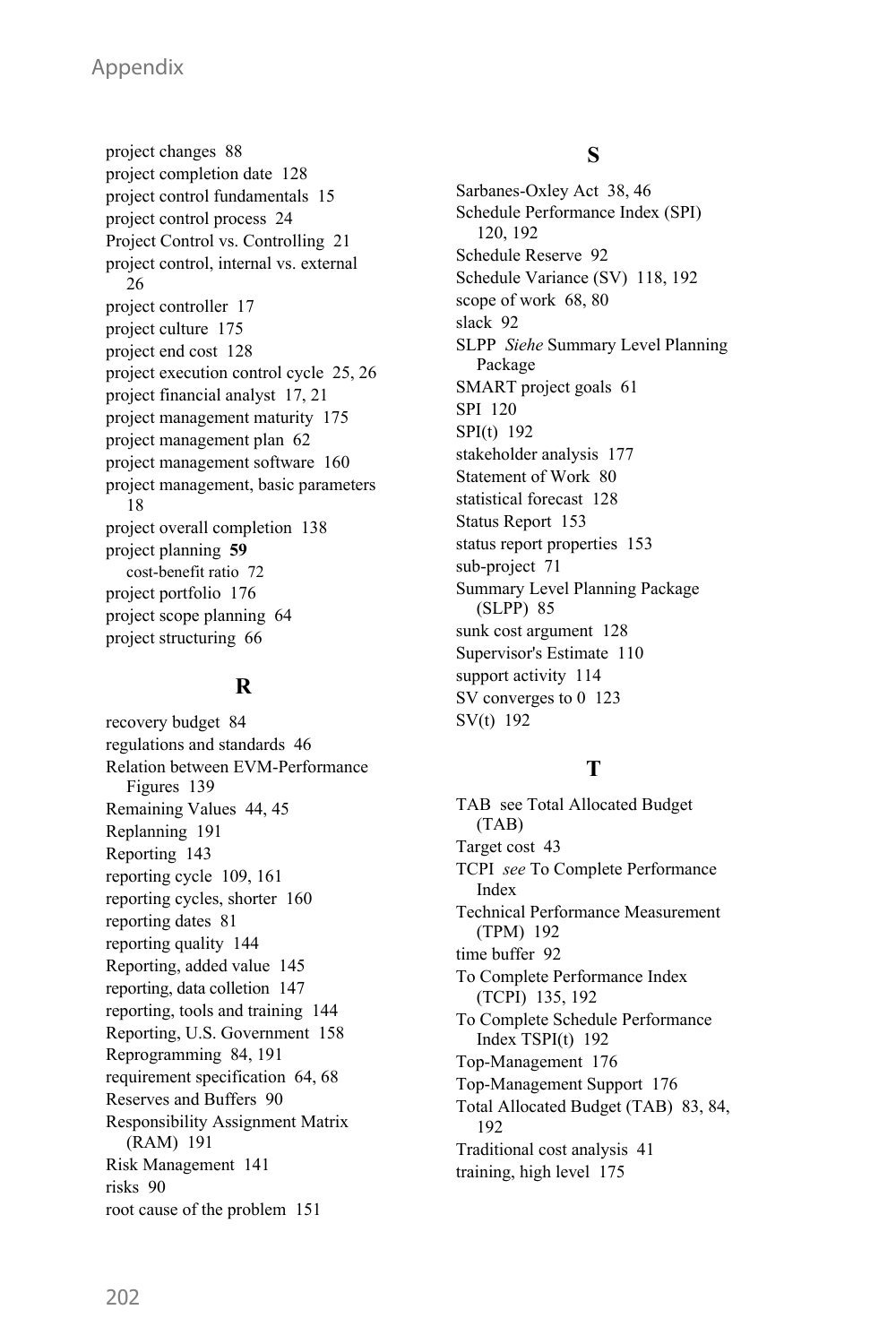project changes 88
project completion date 128
project control fundamentals 15
project control process 24
Project Control vs. Controlling 21
project control, internal vs. external 26
project controller 17
project culture 175
project end cost 128
project execution control cycle 25, 26
project financial analyst 17, 21
project management maturity 175
project management plan 62
project management software 160
project management, basic parameters 18
project overall completion 138
project planning **59**
  cost-benefit ratio 72
project portfolio 176
project scope planning 64
project structuring 66

## R

recovery budget 84
regulations and standards 46
Relation between EVM-Performance Figures 139
Remaining Values 44, 45
Replanning 191
Reporting 143
reporting cycle 109, 161
reporting cycles, shorter 160
reporting dates 81
reporting quality 144
Reporting, added value 145
reporting, data colletion 147
reporting, tools and training 144
Reporting, U.S. Government 158
Reprogramming 84, 191
requirement specification 64, 68
Reserves and Buffers 90
Responsibility Assignment Matrix (RAM) 191
Risk Management 141
risks 90
root cause of the problem 151

## S

Sarbanes-Oxley Act 38, 46
Schedule Performance Index (SPI) 120, 192
Schedule Reserve 92
Schedule Variance (SV) 118, 192
scope of work 68, 80
slack 92
SLPP *Siehe* Summary Level Planning Package
SMART project goals 61
SPI 120
SPI(t) 192
stakeholder analysis 177
Statement of Work 80
statistical forecast 128
Status Report 153
status report properties 153
sub-project 71
Summary Level Planning Package (SLPP) 85
sunk cost argument 128
Supervisor's Estimate 110
support activity 114
SV converges to 0 123
SV(t) 192

## T

TAB see Total Allocated Budget (TAB)
Target cost 43
TCPI *see* To Complete Performance Index
Technical Performance Measurement (TPM) 192
time buffer 92
To Complete Performance Index (TCPI) 135, 192
To Complete Schedule Performance Index TSPI(t) 192
Top-Management 176
Top-Management Support 176
Total Allocated Budget (TAB) 83, 84, 192
Traditional cost analysis 41
training, high level 175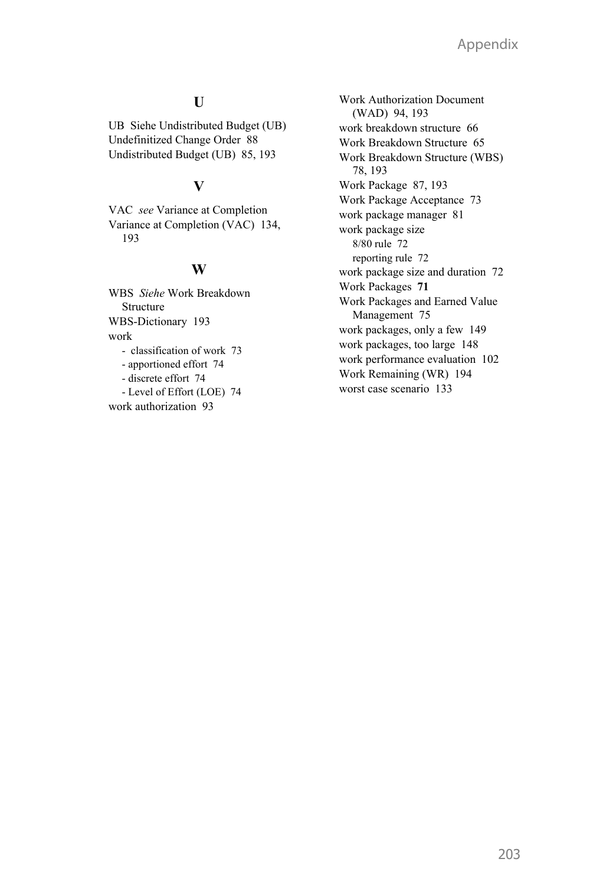## U

UB Siehe Undistributed Budget (UB)
Undefinitized Change Order 88
Undistributed Budget (UB) 85, 193

## V

VAC *see* Variance at Completion
Variance at Completion (VAC) 134, 193

## W

WBS *Siehe* Work Breakdown Structure
WBS-Dictionary 193
work
- classification of work 73
- apportioned effort 74
- discrete effort 74
- Level of Effort (LOE) 74

work authorization 93
Work Authorization Document (WAD) 94, 193
work breakdown structure 66
Work Breakdown Structure 65
Work Breakdown Structure (WBS) 78, 193
Work Package 87, 193
Work Package Acceptance 73
work package manager 81
work package size
- 8/80 rule 72
- reporting rule 72

work package size and duration 72
Work Packages **71**
Work Packages and Earned Value Management 75
work packages, only a few 149
work packages, too large 148
work performance evaluation 102
Work Remaining (WR) 194
worst case scenario 133